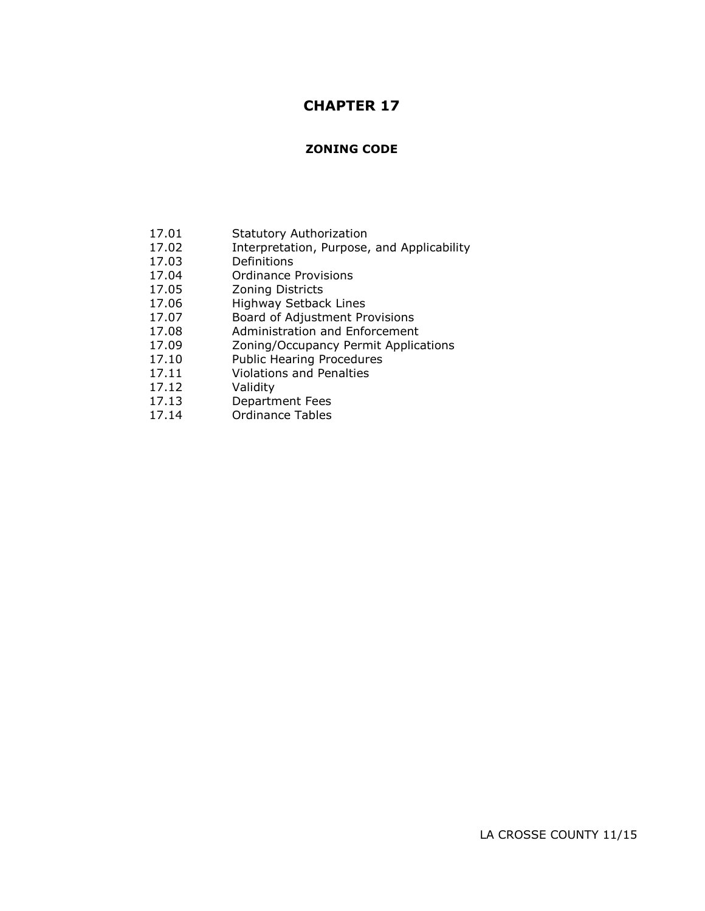# CHAPTER 17

## ZONING CODE

| | |
|---|---|
| 17.01 | Statutory Authorization |
| 17.02 | Interpretation, Purpose, and Applicability |
| 17.03 | Definitions |
| 17.04 | Ordinance Provisions |
| 17.05 | Zoning Districts |
| 17.06 | Highway Setback Lines |
| 17.07 | Board of Adjustment Provisions |
| 17.08 | Administration and Enforcement |
| 17.09 | Zoning/Occupancy Permit Applications |
| 17.10 | Public Hearing Procedures |
| 17.11 | Violations and Penalties |
| 17.12 | Validity |
| 17.13 | Department Fees |
| 17.14 | Ordinance Tables |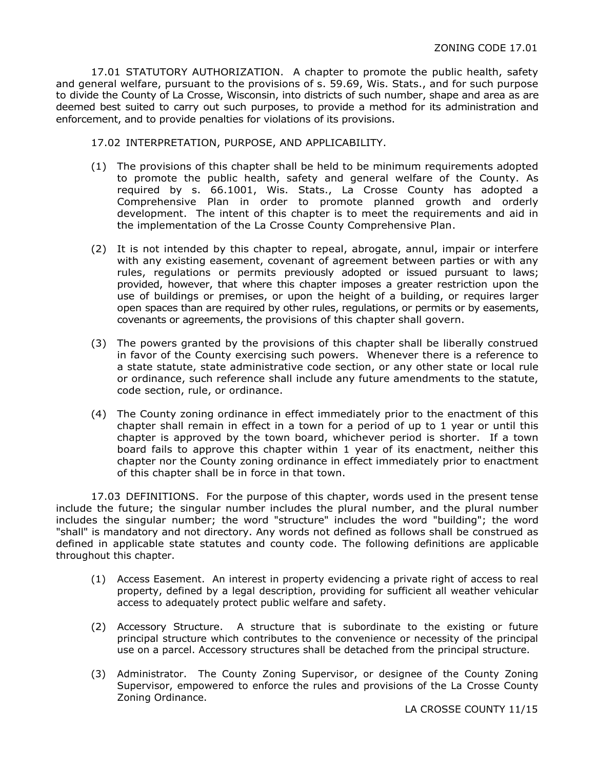17.01 STATUTORY AUTHORIZATION. A chapter to promote the public health, safety and general welfare, pursuant to the provisions of s. 59.69, Wis. Stats., and for such purpose to divide the County of La Crosse, Wisconsin, into districts of such number, shape and area as are deemed best suited to carry out such purposes, to provide a method for its administration and enforcement, and to provide penalties for violations of its provisions.

17.02 INTERPRETATION, PURPOSE, AND APPLICABILITY.

(1) The provisions of this chapter shall be held to be minimum requirements adopted to promote the public health, safety and general welfare of the County. As required by s. 66.1001, Wis. Stats., La Crosse County has adopted a Comprehensive Plan in order to promote planned growth and orderly development. The intent of this chapter is to meet the requirements and aid in the implementation of the La Crosse County Comprehensive Plan.

(2) It is not intended by this chapter to repeal, abrogate, annul, impair or interfere with any existing easement, covenant of agreement between parties or with any rules, regulations or permits previously adopted or issued pursuant to laws; provided, however, that where this chapter imposes a greater restriction upon the use of buildings or premises, or upon the height of a building, or requires larger open spaces than are required by other rules, regulations, or permits or by easements, covenants or agreements, the provisions of this chapter shall govern.

(3) The powers granted by the provisions of this chapter shall be liberally construed in favor of the County exercising such powers. Whenever there is a reference to a state statute, state administrative code section, or any other state or local rule or ordinance, such reference shall include any future amendments to the statute, code section, rule, or ordinance.

(4) The County zoning ordinance in effect immediately prior to the enactment of this chapter shall remain in effect in a town for a period of up to 1 year or until this chapter is approved by the town board, whichever period is shorter. If a town board fails to approve this chapter within 1 year of its enactment, neither this chapter nor the County zoning ordinance in effect immediately prior to enactment of this chapter shall be in force in that town.

17.03 DEFINITIONS. For the purpose of this chapter, words used in the present tense include the future; the singular number includes the plural number, and the plural number includes the singular number; the word "structure" includes the word "building"; the word "shall" is mandatory and not directory. Any words not defined as follows shall be construed as defined in applicable state statutes and county code. The following definitions are applicable throughout this chapter.

(1) Access Easement. An interest in property evidencing a private right of access to real property, defined by a legal description, providing for sufficient all weather vehicular access to adequately protect public welfare and safety.

(2) Accessory Structure. A structure that is subordinate to the existing or future principal structure which contributes to the convenience or necessity of the principal use on a parcel. Accessory structures shall be detached from the principal structure.

(3) Administrator. The County Zoning Supervisor, or designee of the County Zoning Supervisor, empowered to enforce the rules and provisions of the La Crosse County Zoning Ordinance.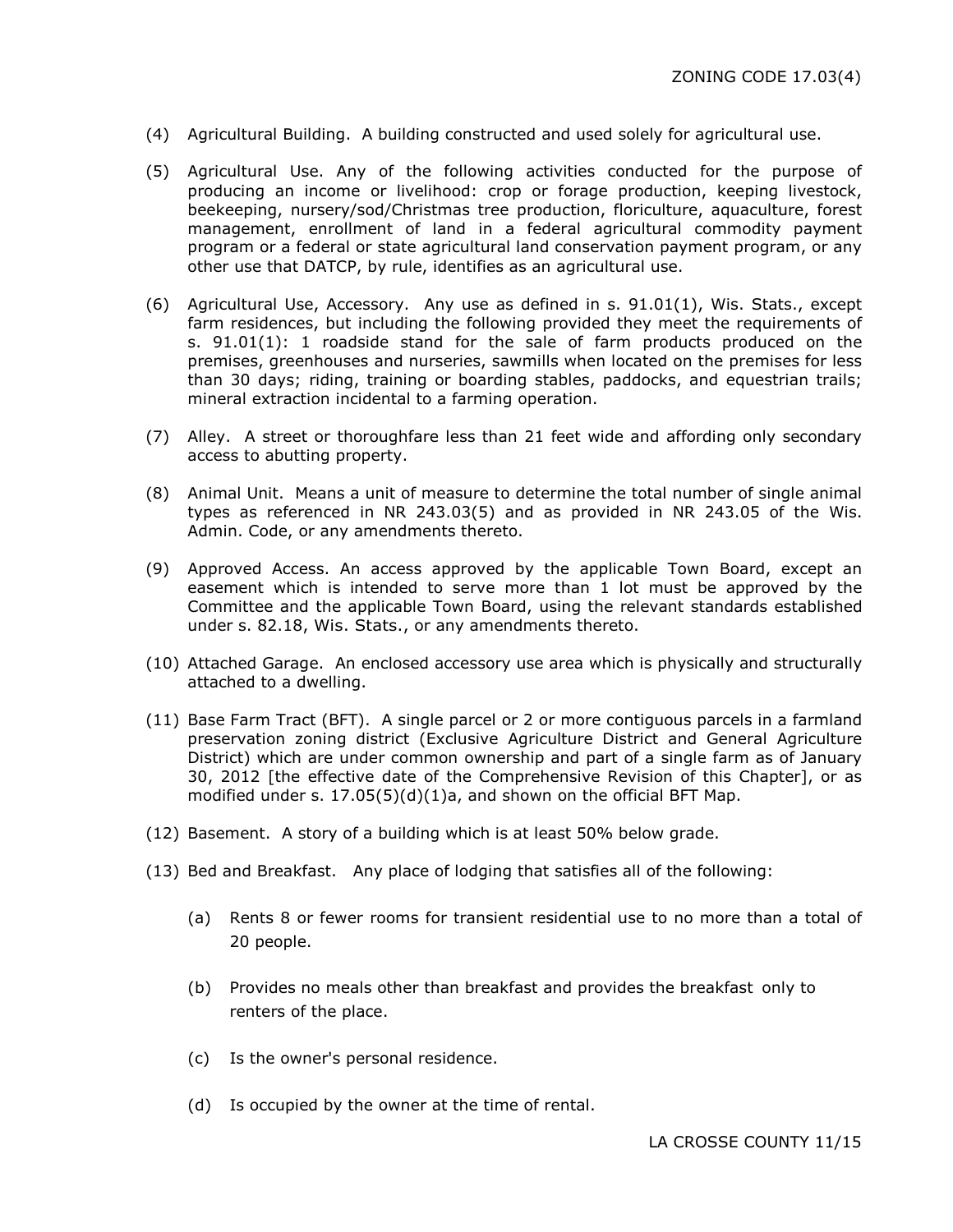(4) Agricultural Building. A building constructed and used solely for agricultural use.

(5) Agricultural Use. Any of the following activities conducted for the purpose of producing an income or livelihood: crop or forage production, keeping livestock, beekeeping, nursery/sod/Christmas tree production, floriculture, aquaculture, forest management, enrollment of land in a federal agricultural commodity payment program or a federal or state agricultural land conservation payment program, or any other use that DATCP, by rule, identifies as an agricultural use.

(6) Agricultural Use, Accessory. Any use as defined in s. 91.01(1), Wis. Stats., except farm residences, but including the following provided they meet the requirements of s. 91.01(1): 1 roadside stand for the sale of farm products produced on the premises, greenhouses and nurseries, sawmills when located on the premises for less than 30 days; riding, training or boarding stables, paddocks, and equestrian trails; mineral extraction incidental to a farming operation.

(7) Alley. A street or thoroughfare less than 21 feet wide and affording only secondary access to abutting property.

(8) Animal Unit. Means a unit of measure to determine the total number of single animal types as referenced in NR 243.03(5) and as provided in NR 243.05 of the Wis. Admin. Code, or any amendments thereto.

(9) Approved Access. An access approved by the applicable Town Board, except an easement which is intended to serve more than 1 lot must be approved by the Committee and the applicable Town Board, using the relevant standards established under s. 82.18, Wis. Stats., or any amendments thereto.

(10) Attached Garage. An enclosed accessory use area which is physically and structurally attached to a dwelling.

(11) Base Farm Tract (BFT). A single parcel or 2 or more contiguous parcels in a farmland preservation zoning district (Exclusive Agriculture District and General Agriculture District) which are under common ownership and part of a single farm as of January 30, 2012 [the effective date of the Comprehensive Revision of this Chapter], or as modified under s. 17.05(5)(d)(1)a, and shown on the official BFT Map.

(12) Basement. A story of a building which is at least 50% below grade.

(13) Bed and Breakfast. Any place of lodging that satisfies all of the following:

  (a) Rents 8 or fewer rooms for transient residential use to no more than a total of 20 people.

  (b) Provides no meals other than breakfast and provides the breakfast only to renters of the place.

  (c) Is the owner's personal residence.

  (d) Is occupied by the owner at the time of rental.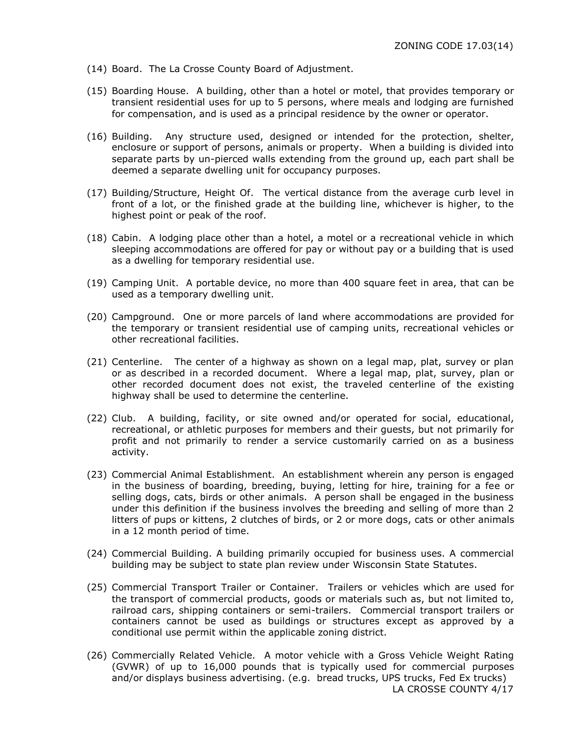(14) Board. The La Crosse County Board of Adjustment.

(15) Boarding House. A building, other than a hotel or motel, that provides temporary or transient residential uses for up to 5 persons, where meals and lodging are furnished for compensation, and is used as a principal residence by the owner or operator.

(16) Building. Any structure used, designed or intended for the protection, shelter, enclosure or support of persons, animals or property. When a building is divided into separate parts by un-pierced walls extending from the ground up, each part shall be deemed a separate dwelling unit for occupancy purposes.

(17) Building/Structure, Height Of. The vertical distance from the average curb level in front of a lot, or the finished grade at the building line, whichever is higher, to the highest point or peak of the roof.

(18) Cabin. A lodging place other than a hotel, a motel or a recreational vehicle in which sleeping accommodations are offered for pay or without pay or a building that is used as a dwelling for temporary residential use.

(19) Camping Unit. A portable device, no more than 400 square feet in area, that can be used as a temporary dwelling unit.

(20) Campground. One or more parcels of land where accommodations are provided for the temporary or transient residential use of camping units, recreational vehicles or other recreational facilities.

(21) Centerline. The center of a highway as shown on a legal map, plat, survey or plan or as described in a recorded document. Where a legal map, plat, survey, plan or other recorded document does not exist, the traveled centerline of the existing highway shall be used to determine the centerline.

(22) Club. A building, facility, or site owned and/or operated for social, educational, recreational, or athletic purposes for members and their guests, but not primarily for profit and not primarily to render a service customarily carried on as a business activity.

(23) Commercial Animal Establishment. An establishment wherein any person is engaged in the business of boarding, breeding, buying, letting for hire, training for a fee or selling dogs, cats, birds or other animals. A person shall be engaged in the business under this definition if the business involves the breeding and selling of more than 2 litters of pups or kittens, 2 clutches of birds, or 2 or more dogs, cats or other animals in a 12 month period of time.

(24) Commercial Building. A building primarily occupied for business uses. A commercial building may be subject to state plan review under Wisconsin State Statutes.

(25) Commercial Transport Trailer or Container. Trailers or vehicles which are used for the transport of commercial products, goods or materials such as, but not limited to, railroad cars, shipping containers or semi-trailers. Commercial transport trailers or containers cannot be used as buildings or structures except as approved by a conditional use permit within the applicable zoning district.

(26) Commercially Related Vehicle. A motor vehicle with a Gross Vehicle Weight Rating (GVWR) of up to 16,000 pounds that is typically used for commercial purposes and/or displays business advertising. (e.g. bread trucks, UPS trucks, Fed Ex trucks)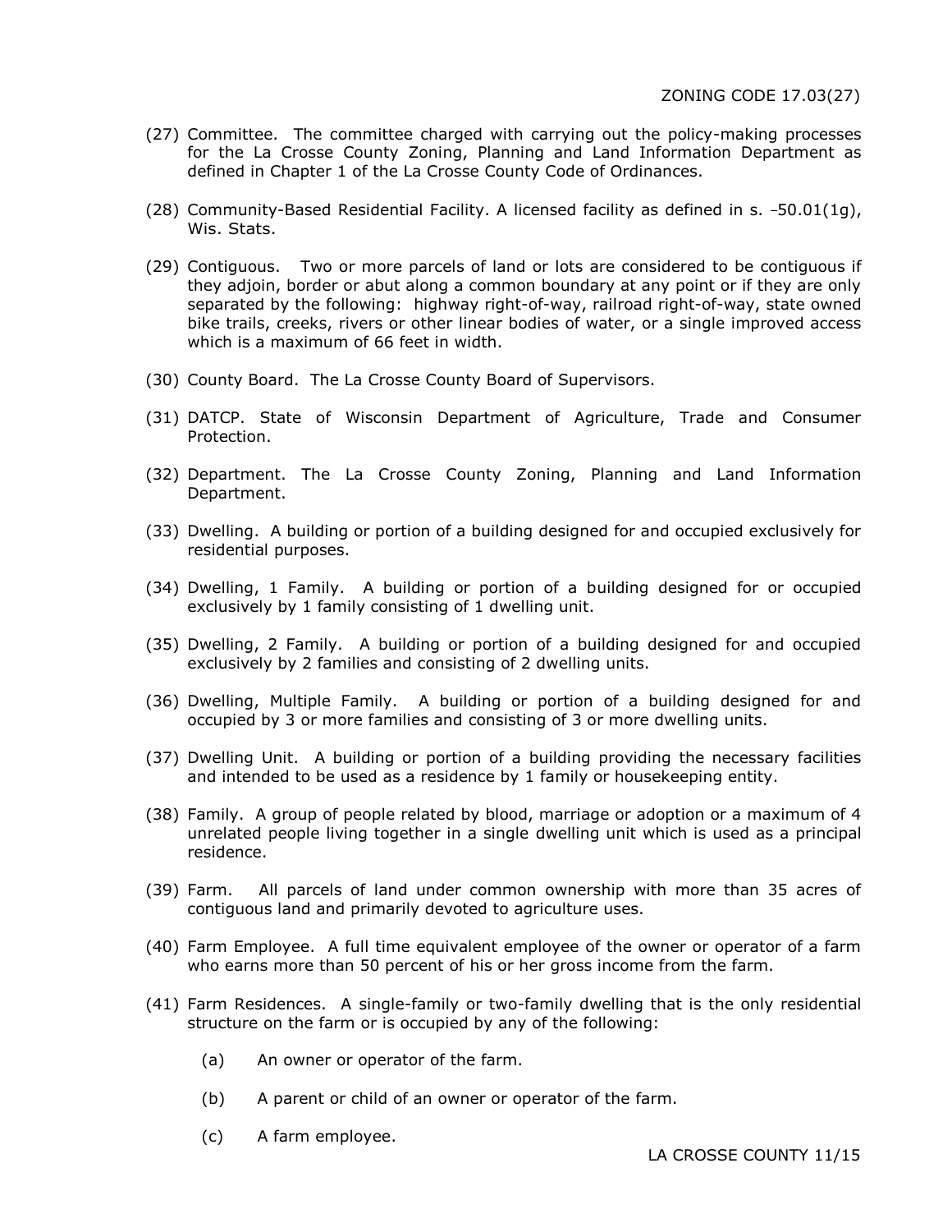(27) Committee. The committee charged with carrying out the policy-making processes for the La Crosse County Zoning, Planning and Land Information Department as defined in Chapter 1 of the La Crosse County Code of Ordinances.

(28) Community-Based Residential Facility. A licensed facility as defined in s. ‑50.01(1g), Wis. Stats.

(29) Contiguous. Two or more parcels of land or lots are considered to be contiguous if they adjoin, border or abut along a common boundary at any point or if they are only separated by the following: highway right-of-way, railroad right-of-way, state owned bike trails, creeks, rivers or other linear bodies of water, or a single improved access which is a maximum of 66 feet in width.

(30) County Board. The La Crosse County Board of Supervisors.

(31) DATCP. State of Wisconsin Department of Agriculture, Trade and Consumer Protection.

(32) Department. The La Crosse County Zoning, Planning and Land Information Department.

(33) Dwelling. A building or portion of a building designed for and occupied exclusively for residential purposes.

(34) Dwelling, 1 Family. A building or portion of a building designed for or occupied exclusively by 1 family consisting of 1 dwelling unit.

(35) Dwelling, 2 Family. A building or portion of a building designed for and occupied exclusively by 2 families and consisting of 2 dwelling units.

(36) Dwelling, Multiple Family. A building or portion of a building designed for and occupied by 3 or more families and consisting of 3 or more dwelling units.

(37) Dwelling Unit. A building or portion of a building providing the necessary facilities and intended to be used as a residence by 1 family or housekeeping entity.

(38) Family. A group of people related by blood, marriage or adoption or a maximum of 4 unrelated people living together in a single dwelling unit which is used as a principal residence.

(39) Farm. All parcels of land under common ownership with more than 35 acres of contiguous land and primarily devoted to agriculture uses.

(40) Farm Employee. A full time equivalent employee of the owner or operator of a farm who earns more than 50 percent of his or her gross income from the farm.

(41) Farm Residences. A single-family or two-family dwelling that is the only residential structure on the farm or is occupied by any of the following:

- (a) An owner or operator of the farm.
- (b) A parent or child of an owner or operator of the farm.
- (c) A farm employee.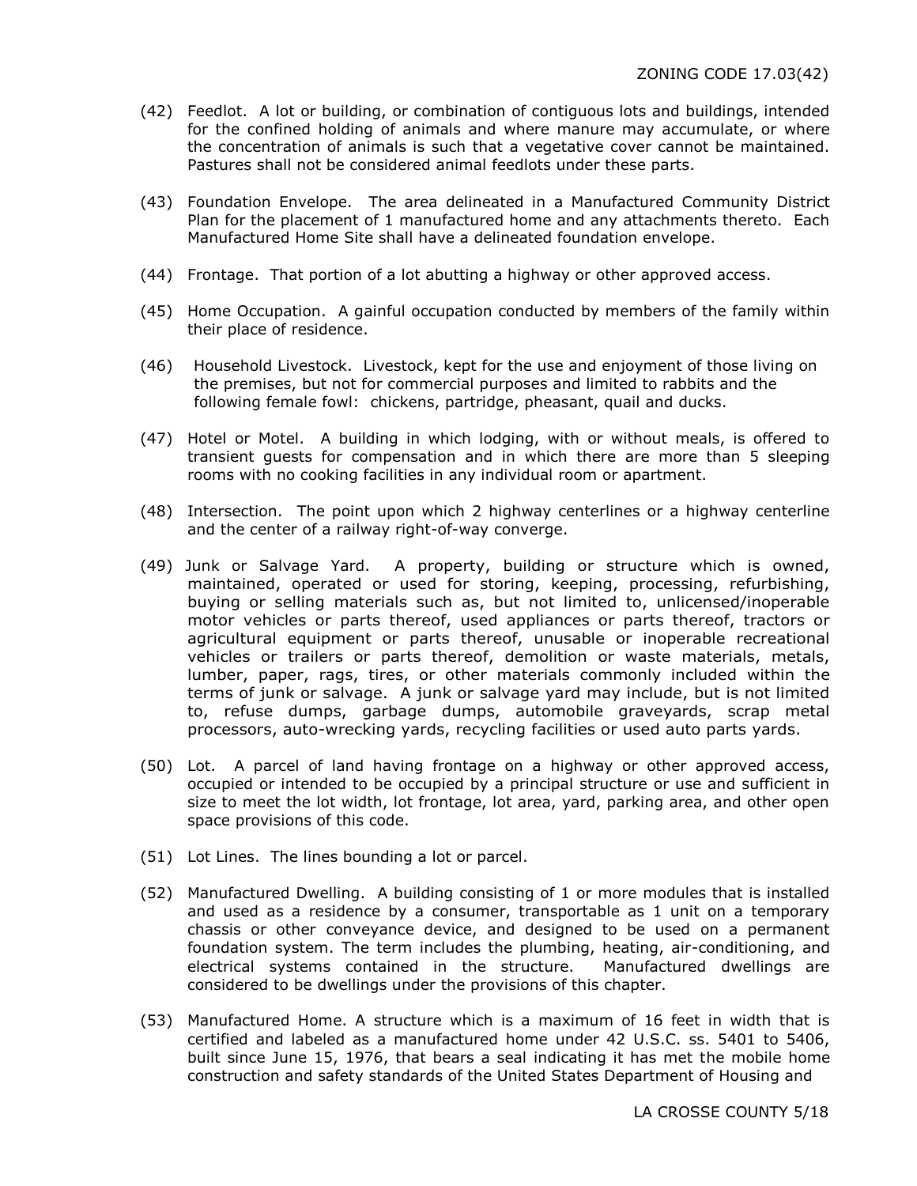(42) Feedlot. A lot or building, or combination of contiguous lots and buildings, intended for the confined holding of animals and where manure may accumulate, or where the concentration of animals is such that a vegetative cover cannot be maintained. Pastures shall not be considered animal feedlots under these parts.

(43) Foundation Envelope. The area delineated in a Manufactured Community District Plan for the placement of 1 manufactured home and any attachments thereto. Each Manufactured Home Site shall have a delineated foundation envelope.

(44) Frontage. That portion of a lot abutting a highway or other approved access.

(45) Home Occupation. A gainful occupation conducted by members of the family within their place of residence.

(46) Household Livestock. Livestock, kept for the use and enjoyment of those living on the premises, but not for commercial purposes and limited to rabbits and the following female fowl: chickens, partridge, pheasant, quail and ducks.

(47) Hotel or Motel. A building in which lodging, with or without meals, is offered to transient guests for compensation and in which there are more than 5 sleeping rooms with no cooking facilities in any individual room or apartment.

(48) Intersection. The point upon which 2 highway centerlines or a highway centerline and the center of a railway right-of-way converge.

(49) Junk or Salvage Yard. A property, building or structure which is owned, maintained, operated or used for storing, keeping, processing, refurbishing, buying or selling materials such as, but not limited to, unlicensed/inoperable motor vehicles or parts thereof, used appliances or parts thereof, tractors or agricultural equipment or parts thereof, unusable or inoperable recreational vehicles or trailers or parts thereof, demolition or waste materials, metals, lumber, paper, rags, tires, or other materials commonly included within the terms of junk or salvage. A junk or salvage yard may include, but is not limited to, refuse dumps, garbage dumps, automobile graveyards, scrap metal processors, auto-wrecking yards, recycling facilities or used auto parts yards.

(50) Lot. A parcel of land having frontage on a highway or other approved access, occupied or intended to be occupied by a principal structure or use and sufficient in size to meet the lot width, lot frontage, lot area, yard, parking area, and other open space provisions of this code.

(51) Lot Lines. The lines bounding a lot or parcel.

(52) Manufactured Dwelling. A building consisting of 1 or more modules that is installed and used as a residence by a consumer, transportable as 1 unit on a temporary chassis or other conveyance device, and designed to be used on a permanent foundation system. The term includes the plumbing, heating, air-conditioning, and electrical systems contained in the structure. Manufactured dwellings are considered to be dwellings under the provisions of this chapter.

(53) Manufactured Home. A structure which is a maximum of 16 feet in width that is certified and labeled as a manufactured home under 42 U.S.C. ss. 5401 to 5406, built since June 15, 1976, that bears a seal indicating it has met the mobile home construction and safety standards of the United States Department of Housing and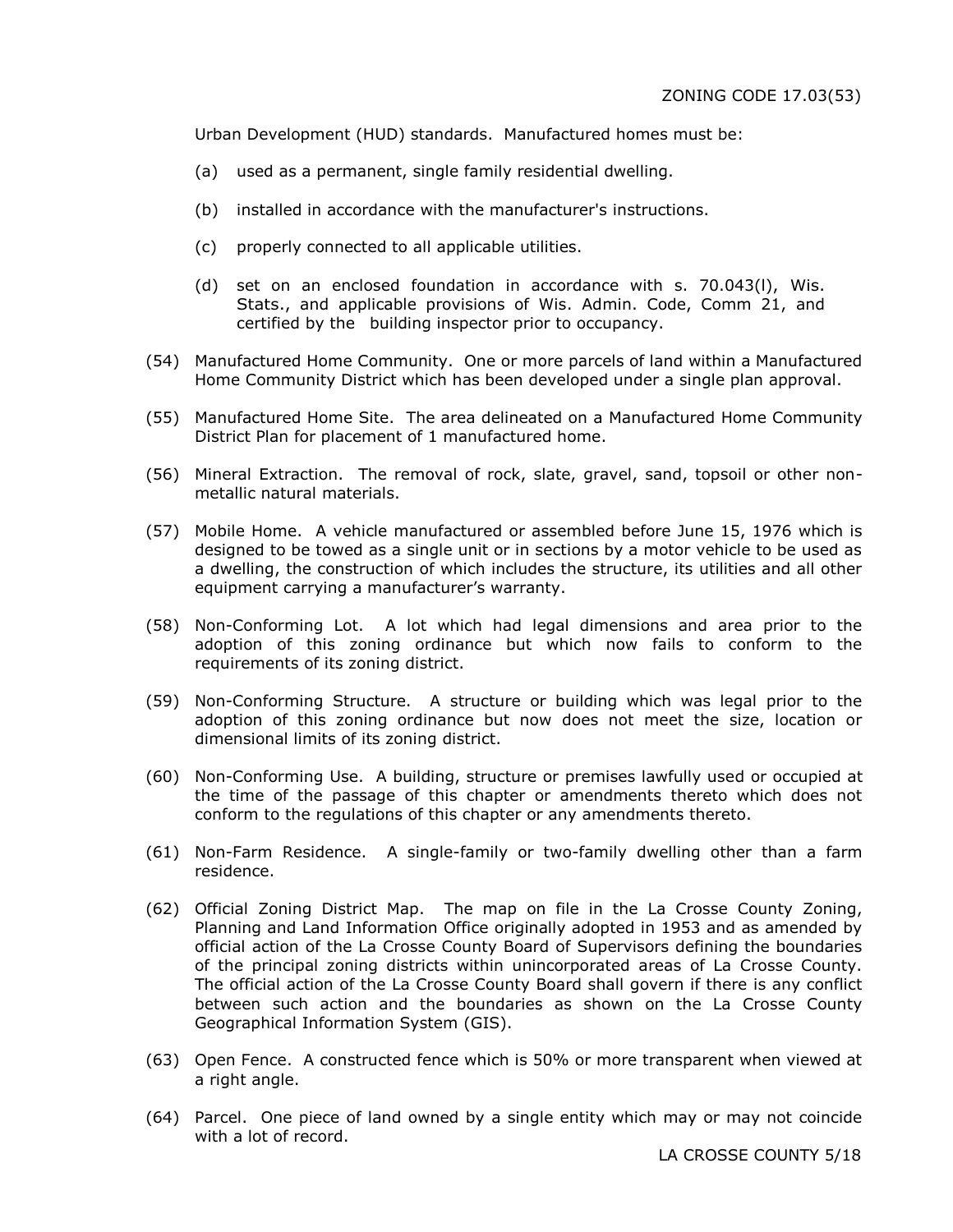Urban Development (HUD) standards. Manufactured homes must be:

(a) used as a permanent, single family residential dwelling.

(b) installed in accordance with the manufacturer's instructions.

(c) properly connected to all applicable utilities.

(d) set on an enclosed foundation in accordance with s. 70.043(l), Wis. Stats., and applicable provisions of Wis. Admin. Code, Comm 21, and certified by the building inspector prior to occupancy.

(54) Manufactured Home Community. One or more parcels of land within a Manufactured Home Community District which has been developed under a single plan approval.

(55) Manufactured Home Site. The area delineated on a Manufactured Home Community District Plan for placement of 1 manufactured home.

(56) Mineral Extraction. The removal of rock, slate, gravel, sand, topsoil or other non-metallic natural materials.

(57) Mobile Home. A vehicle manufactured or assembled before June 15, 1976 which is designed to be towed as a single unit or in sections by a motor vehicle to be used as a dwelling, the construction of which includes the structure, its utilities and all other equipment carrying a manufacturer's warranty.

(58) Non-Conforming Lot. A lot which had legal dimensions and area prior to the adoption of this zoning ordinance but which now fails to conform to the requirements of its zoning district.

(59) Non-Conforming Structure. A structure or building which was legal prior to the adoption of this zoning ordinance but now does not meet the size, location or dimensional limits of its zoning district.

(60) Non-Conforming Use. A building, structure or premises lawfully used or occupied at the time of the passage of this chapter or amendments thereto which does not conform to the regulations of this chapter or any amendments thereto.

(61) Non-Farm Residence. A single-family or two-family dwelling other than a farm residence.

(62) Official Zoning District Map. The map on file in the La Crosse County Zoning, Planning and Land Information Office originally adopted in 1953 and as amended by official action of the La Crosse County Board of Supervisors defining the boundaries of the principal zoning districts within unincorporated areas of La Crosse County. The official action of the La Crosse County Board shall govern if there is any conflict between such action and the boundaries as shown on the La Crosse County Geographical Information System (GIS).

(63) Open Fence. A constructed fence which is 50% or more transparent when viewed at a right angle.

(64) Parcel. One piece of land owned by a single entity which may or may not coincide with a lot of record.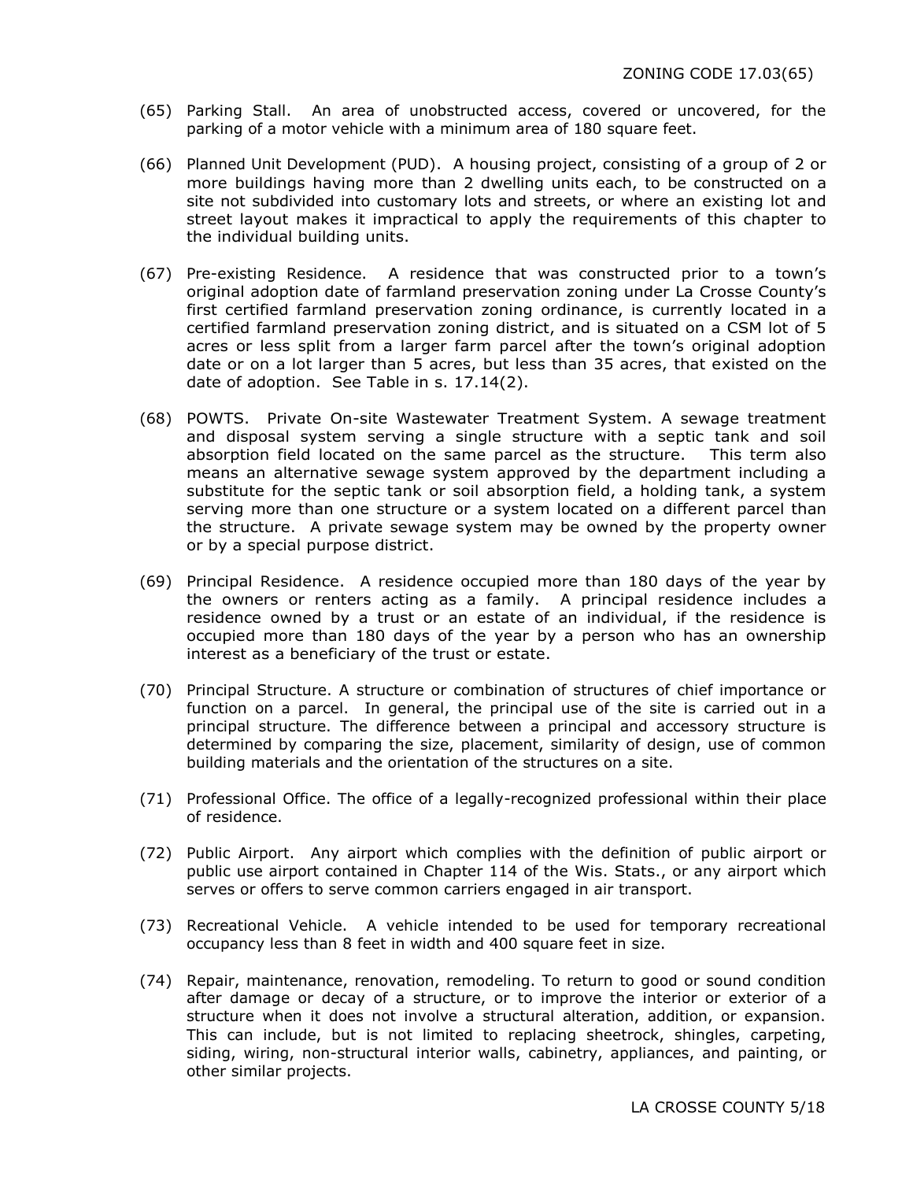(65) Parking Stall. An area of unobstructed access, covered or uncovered, for the parking of a motor vehicle with a minimum area of 180 square feet.

(66) Planned Unit Development (PUD). A housing project, consisting of a group of 2 or more buildings having more than 2 dwelling units each, to be constructed on a site not subdivided into customary lots and streets, or where an existing lot and street layout makes it impractical to apply the requirements of this chapter to the individual building units.

(67) Pre-existing Residence. A residence that was constructed prior to a town's original adoption date of farmland preservation zoning under La Crosse County's first certified farmland preservation zoning ordinance, is currently located in a certified farmland preservation zoning district, and is situated on a CSM lot of 5 acres or less split from a larger farm parcel after the town's original adoption date or on a lot larger than 5 acres, but less than 35 acres, that existed on the date of adoption. See Table in s. 17.14(2).

(68) POWTS. Private On-site Wastewater Treatment System. A sewage treatment and disposal system serving a single structure with a septic tank and soil absorption field located on the same parcel as the structure. This term also means an alternative sewage system approved by the department including a substitute for the septic tank or soil absorption field, a holding tank, a system serving more than one structure or a system located on a different parcel than the structure. A private sewage system may be owned by the property owner or by a special purpose district.

(69) Principal Residence. A residence occupied more than 180 days of the year by the owners or renters acting as a family. A principal residence includes a residence owned by a trust or an estate of an individual, if the residence is occupied more than 180 days of the year by a person who has an ownership interest as a beneficiary of the trust or estate.

(70) Principal Structure. A structure or combination of structures of chief importance or function on a parcel. In general, the principal use of the site is carried out in a principal structure. The difference between a principal and accessory structure is determined by comparing the size, placement, similarity of design, use of common building materials and the orientation of the structures on a site.

(71) Professional Office. The office of a legally-recognized professional within their place of residence.

(72) Public Airport. Any airport which complies with the definition of public airport or public use airport contained in Chapter 114 of the Wis. Stats., or any airport which serves or offers to serve common carriers engaged in air transport.

(73) Recreational Vehicle. A vehicle intended to be used for temporary recreational occupancy less than 8 feet in width and 400 square feet in size.

(74) Repair, maintenance, renovation, remodeling. To return to good or sound condition after damage or decay of a structure, or to improve the interior or exterior of a structure when it does not involve a structural alteration, addition, or expansion. This can include, but is not limited to replacing sheetrock, shingles, carpeting, siding, wiring, non-structural interior walls, cabinetry, appliances, and painting, or other similar projects.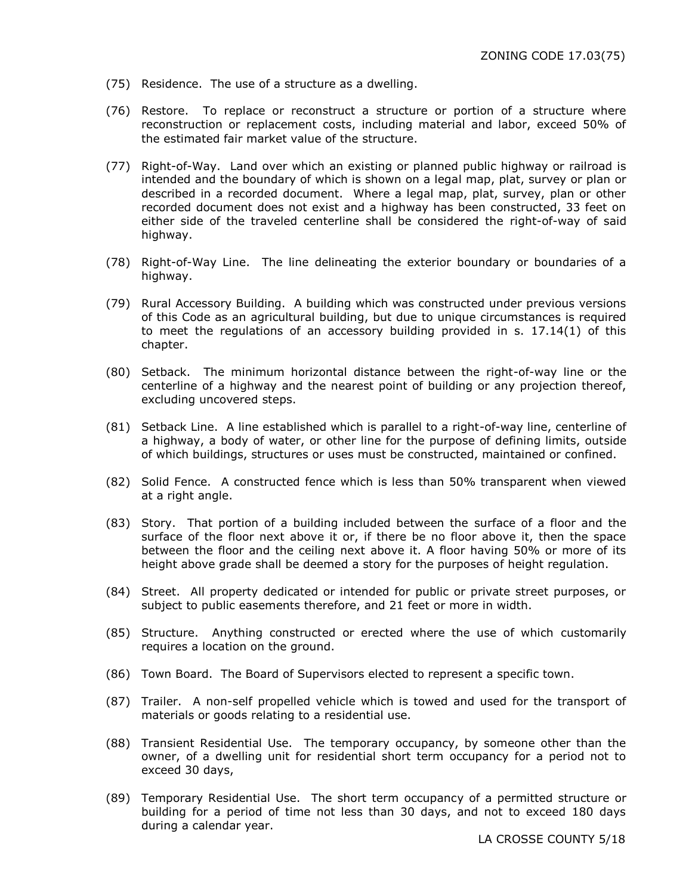(75) Residence. The use of a structure as a dwelling.

(76) Restore. To replace or reconstruct a structure or portion of a structure where reconstruction or replacement costs, including material and labor, exceed 50% of the estimated fair market value of the structure.

(77) Right-of-Way. Land over which an existing or planned public highway or railroad is intended and the boundary of which is shown on a legal map, plat, survey or plan or described in a recorded document. Where a legal map, plat, survey, plan or other recorded document does not exist and a highway has been constructed, 33 feet on either side of the traveled centerline shall be considered the right-of-way of said highway.

(78) Right-of-Way Line. The line delineating the exterior boundary or boundaries of a highway.

(79) Rural Accessory Building. A building which was constructed under previous versions of this Code as an agricultural building, but due to unique circumstances is required to meet the regulations of an accessory building provided in s. 17.14(1) of this chapter.

(80) Setback. The minimum horizontal distance between the right-of-way line or the centerline of a highway and the nearest point of building or any projection thereof, excluding uncovered steps.

(81) Setback Line. A line established which is parallel to a right-of-way line, centerline of a highway, a body of water, or other line for the purpose of defining limits, outside of which buildings, structures or uses must be constructed, maintained or confined.

(82) Solid Fence. A constructed fence which is less than 50% transparent when viewed at a right angle.

(83) Story. That portion of a building included between the surface of a floor and the surface of the floor next above it or, if there be no floor above it, then the space between the floor and the ceiling next above it. A floor having 50% or more of its height above grade shall be deemed a story for the purposes of height regulation.

(84) Street. All property dedicated or intended for public or private street purposes, or subject to public easements therefore, and 21 feet or more in width.

(85) Structure. Anything constructed or erected where the use of which customarily requires a location on the ground.

(86) Town Board. The Board of Supervisors elected to represent a specific town.

(87) Trailer. A non-self propelled vehicle which is towed and used for the transport of materials or goods relating to a residential use.

(88) Transient Residential Use. The temporary occupancy, by someone other than the owner, of a dwelling unit for residential short term occupancy for a period not to exceed 30 days,

(89) Temporary Residential Use. The short term occupancy of a permitted structure or building for a period of time not less than 30 days, and not to exceed 180 days during a calendar year.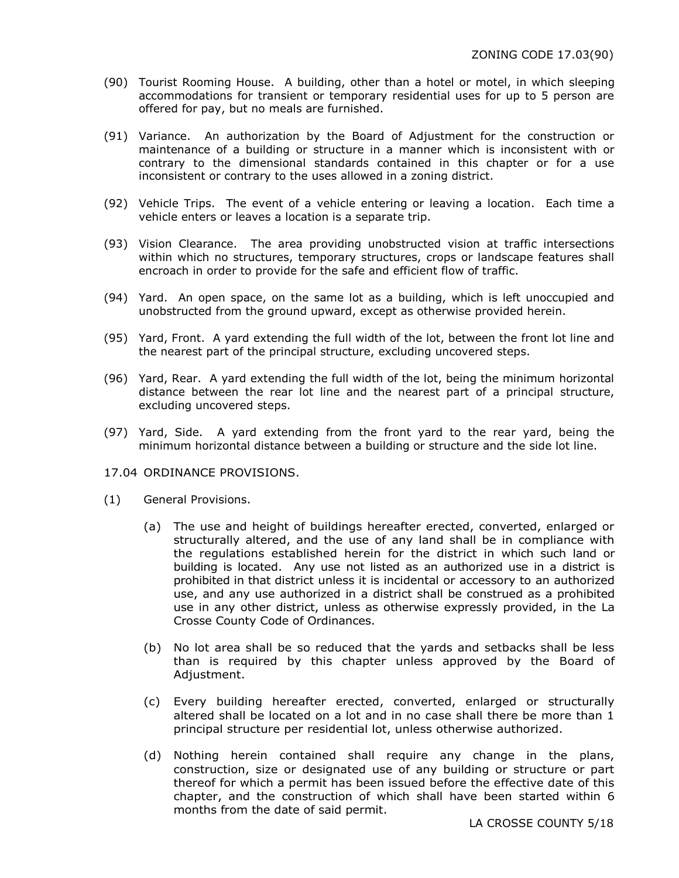(90) Tourist Rooming House. A building, other than a hotel or motel, in which sleeping accommodations for transient or temporary residential uses for up to 5 person are offered for pay, but no meals are furnished.

(91) Variance. An authorization by the Board of Adjustment for the construction or maintenance of a building or structure in a manner which is inconsistent with or contrary to the dimensional standards contained in this chapter or for a use inconsistent or contrary to the uses allowed in a zoning district.

(92) Vehicle Trips. The event of a vehicle entering or leaving a location. Each time a vehicle enters or leaves a location is a separate trip.

(93) Vision Clearance. The area providing unobstructed vision at traffic intersections within which no structures, temporary structures, crops or landscape features shall encroach in order to provide for the safe and efficient flow of traffic.

(94) Yard. An open space, on the same lot as a building, which is left unoccupied and unobstructed from the ground upward, except as otherwise provided herein.

(95) Yard, Front. A yard extending the full width of the lot, between the front lot line and the nearest part of the principal structure, excluding uncovered steps.

(96) Yard, Rear. A yard extending the full width of the lot, being the minimum horizontal distance between the rear lot line and the nearest part of a principal structure, excluding uncovered steps.

(97) Yard, Side. A yard extending from the front yard to the rear yard, being the minimum horizontal distance between a building or structure and the side lot line.

## 17.04 ORDINANCE PROVISIONS.

(1) General Provisions.

(a) The use and height of buildings hereafter erected, converted, enlarged or structurally altered, and the use of any land shall be in compliance with the regulations established herein for the district in which such land or building is located. Any use not listed as an authorized use in a district is prohibited in that district unless it is incidental or accessory to an authorized use, and any use authorized in a district shall be construed as a prohibited use in any other district, unless as otherwise expressly provided, in the La Crosse County Code of Ordinances.

(b) No lot area shall be so reduced that the yards and setbacks shall be less than is required by this chapter unless approved by the Board of Adjustment.

(c) Every building hereafter erected, converted, enlarged or structurally altered shall be located on a lot and in no case shall there be more than 1 principal structure per residential lot, unless otherwise authorized.

(d) Nothing herein contained shall require any change in the plans, construction, size or designated use of any building or structure or part thereof for which a permit has been issued before the effective date of this chapter, and the construction of which shall have been started within 6 months from the date of said permit.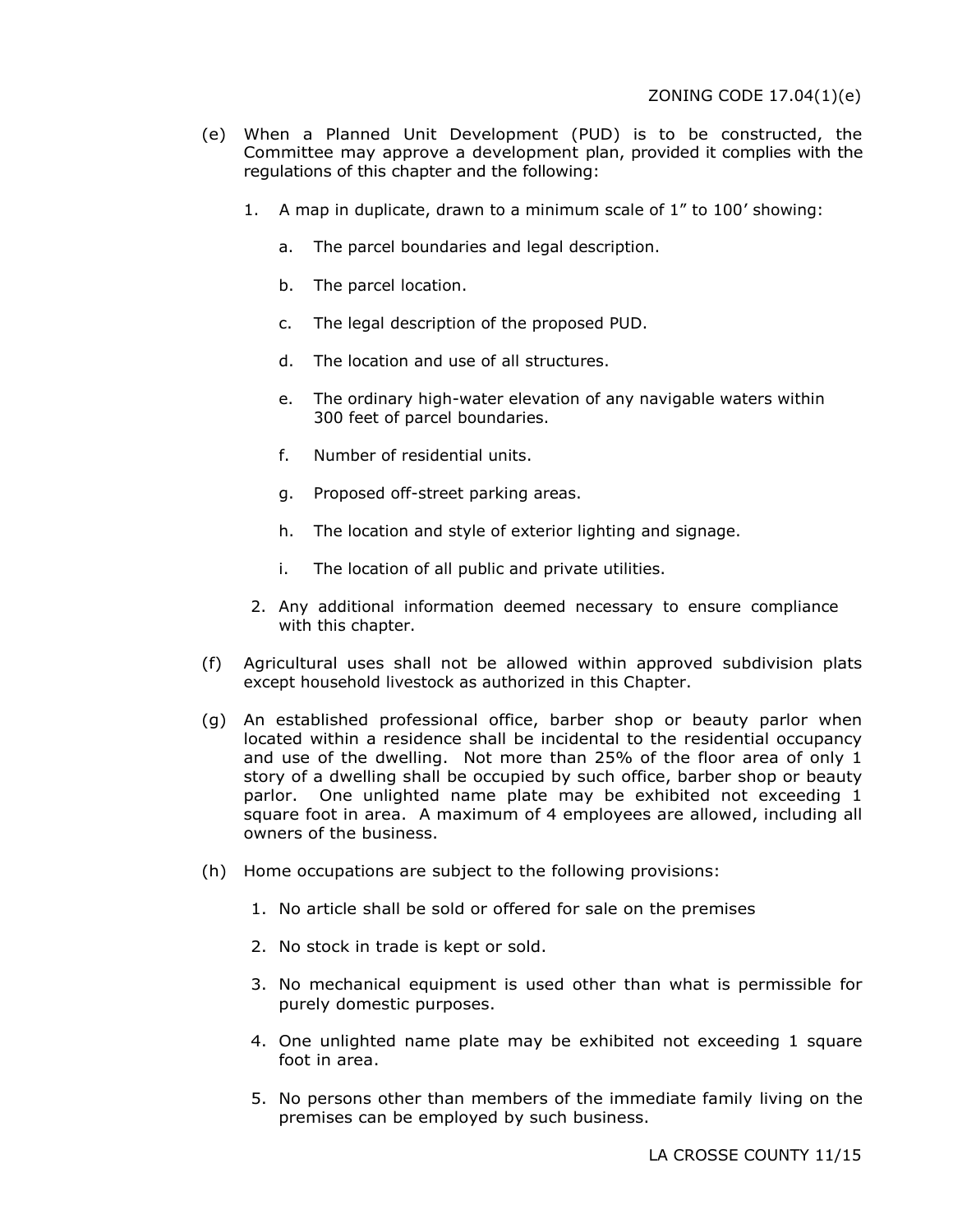(e) When a Planned Unit Development (PUD) is to be constructed, the Committee may approve a development plan, provided it complies with the regulations of this chapter and the following:

1. A map in duplicate, drawn to a minimum scale of 1" to 100' showing:

    a. The parcel boundaries and legal description.

    b. The parcel location.

    c. The legal description of the proposed PUD.

    d. The location and use of all structures.

    e. The ordinary high-water elevation of any navigable waters within 300 feet of parcel boundaries.

    f. Number of residential units.

    g. Proposed off-street parking areas.

    h. The location and style of exterior lighting and signage.

    i. The location of all public and private utilities.

2. Any additional information deemed necessary to ensure compliance with this chapter.

(f) Agricultural uses shall not be allowed within approved subdivision plats except household livestock as authorized in this Chapter.

(g) An established professional office, barber shop or beauty parlor when located within a residence shall be incidental to the residential occupancy and use of the dwelling. Not more than 25% of the floor area of only 1 story of a dwelling shall be occupied by such office, barber shop or beauty parlor. One unlighted name plate may be exhibited not exceeding 1 square foot in area. A maximum of 4 employees are allowed, including all owners of the business.

(h) Home occupations are subject to the following provisions:

1. No article shall be sold or offered for sale on the premises

2. No stock in trade is kept or sold.

3. No mechanical equipment is used other than what is permissible for purely domestic purposes.

4. One unlighted name plate may be exhibited not exceeding 1 square foot in area.

5. No persons other than members of the immediate family living on the premises can be employed by such business.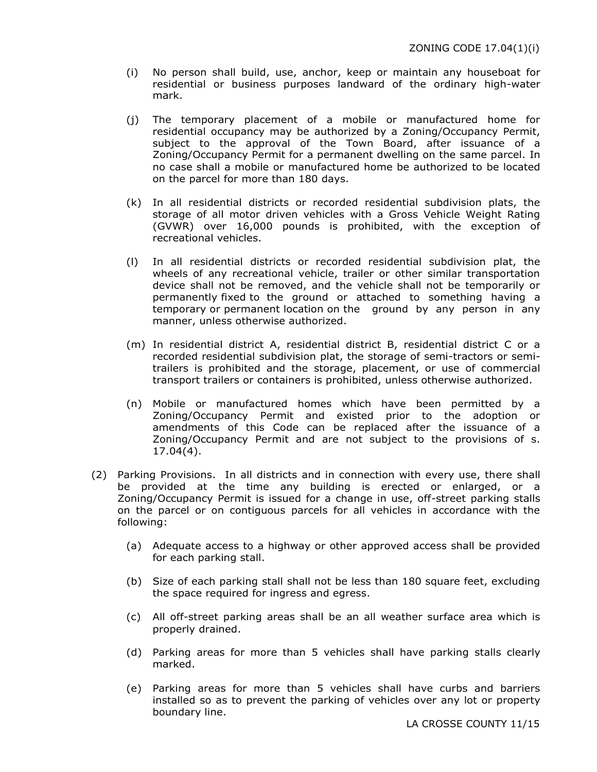(i) No person shall build, use, anchor, keep or maintain any houseboat for residential or business purposes landward of the ordinary high-water mark.

(j) The temporary placement of a mobile or manufactured home for residential occupancy may be authorized by a Zoning/Occupancy Permit, subject to the approval of the Town Board, after issuance of a Zoning/Occupancy Permit for a permanent dwelling on the same parcel. In no case shall a mobile or manufactured home be authorized to be located on the parcel for more than 180 days.

(k) In all residential districts or recorded residential subdivision plats, the storage of all motor driven vehicles with a Gross Vehicle Weight Rating (GVWR) over 16,000 pounds is prohibited, with the exception of recreational vehicles.

(l) In all residential districts or recorded residential subdivision plat, the wheels of any recreational vehicle, trailer or other similar transportation device shall not be removed, and the vehicle shall not be temporarily or permanently fixed to the ground or attached to something having a temporary or permanent location on the ground by any person in any manner, unless otherwise authorized.

(m) In residential district A, residential district B, residential district C or a recorded residential subdivision plat, the storage of semi-tractors or semi-trailers is prohibited and the storage, placement, or use of commercial transport trailers or containers is prohibited, unless otherwise authorized.

(n) Mobile or manufactured homes which have been permitted by a Zoning/Occupancy Permit and existed prior to the adoption or amendments of this Code can be replaced after the issuance of a Zoning/Occupancy Permit and are not subject to the provisions of s. 17.04(4).

(2) Parking Provisions. In all districts and in connection with every use, there shall be provided at the time any building is erected or enlarged, or a Zoning/Occupancy Permit is issued for a change in use, off-street parking stalls on the parcel or on contiguous parcels for all vehicles in accordance with the following:

(a) Adequate access to a highway or other approved access shall be provided for each parking stall.

(b) Size of each parking stall shall not be less than 180 square feet, excluding the space required for ingress and egress.

(c) All off-street parking areas shall be an all weather surface area which is properly drained.

(d) Parking areas for more than 5 vehicles shall have parking stalls clearly marked.

(e) Parking areas for more than 5 vehicles shall have curbs and barriers installed so as to prevent the parking of vehicles over any lot or property boundary line.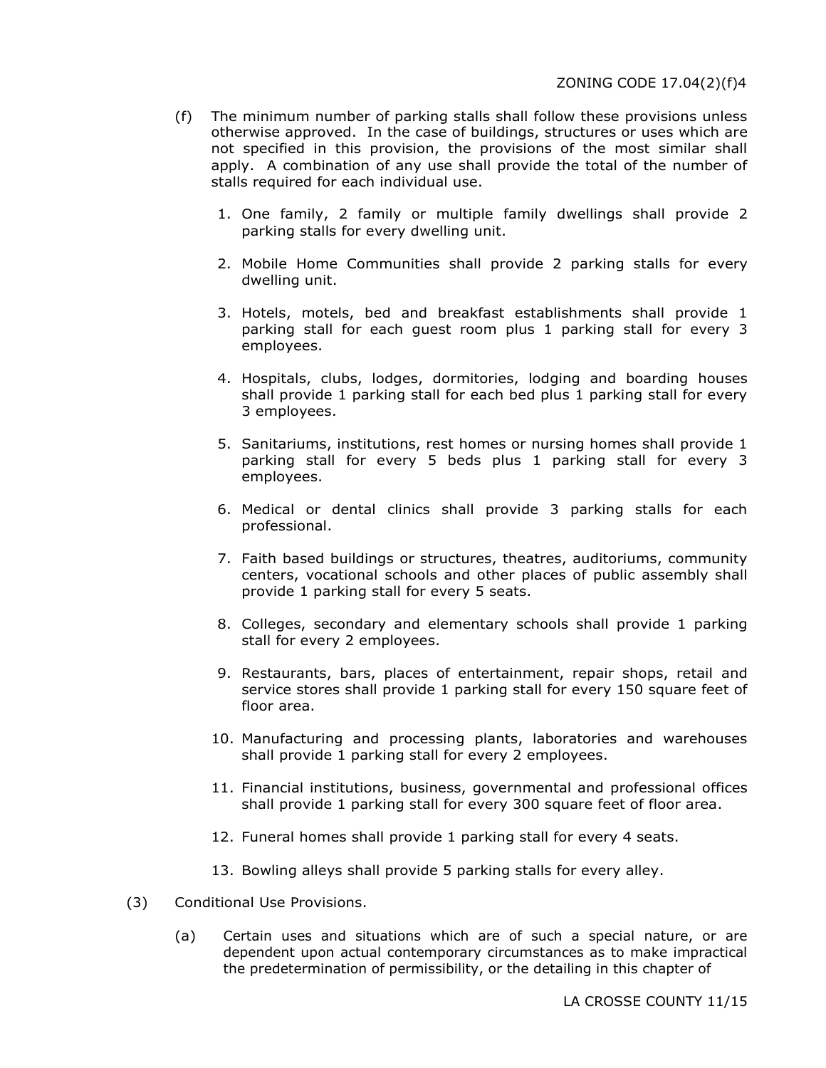(f) The minimum number of parking stalls shall follow these provisions unless otherwise approved. In the case of buildings, structures or uses which are not specified in this provision, the provisions of the most similar shall apply. A combination of any use shall provide the total of the number of stalls required for each individual use.

1. One family, 2 family or multiple family dwellings shall provide 2 parking stalls for every dwelling unit.

2. Mobile Home Communities shall provide 2 parking stalls for every dwelling unit.

3. Hotels, motels, bed and breakfast establishments shall provide 1 parking stall for each guest room plus 1 parking stall for every 3 employees.

4. Hospitals, clubs, lodges, dormitories, lodging and boarding houses shall provide 1 parking stall for each bed plus 1 parking stall for every 3 employees.

5. Sanitariums, institutions, rest homes or nursing homes shall provide 1 parking stall for every 5 beds plus 1 parking stall for every 3 employees.

6. Medical or dental clinics shall provide 3 parking stalls for each professional.

7. Faith based buildings or structures, theatres, auditoriums, community centers, vocational schools and other places of public assembly shall provide 1 parking stall for every 5 seats.

8. Colleges, secondary and elementary schools shall provide 1 parking stall for every 2 employees.

9. Restaurants, bars, places of entertainment, repair shops, retail and service stores shall provide 1 parking stall for every 150 square feet of floor area.

10. Manufacturing and processing plants, laboratories and warehouses shall provide 1 parking stall for every 2 employees.

11. Financial institutions, business, governmental and professional offices shall provide 1 parking stall for every 300 square feet of floor area.

12. Funeral homes shall provide 1 parking stall for every 4 seats.

13. Bowling alleys shall provide 5 parking stalls for every alley.

(3) Conditional Use Provisions.

(a) Certain uses and situations which are of such a special nature, or are dependent upon actual contemporary circumstances as to make impractical the predetermination of permissibility, or the detailing in this chapter of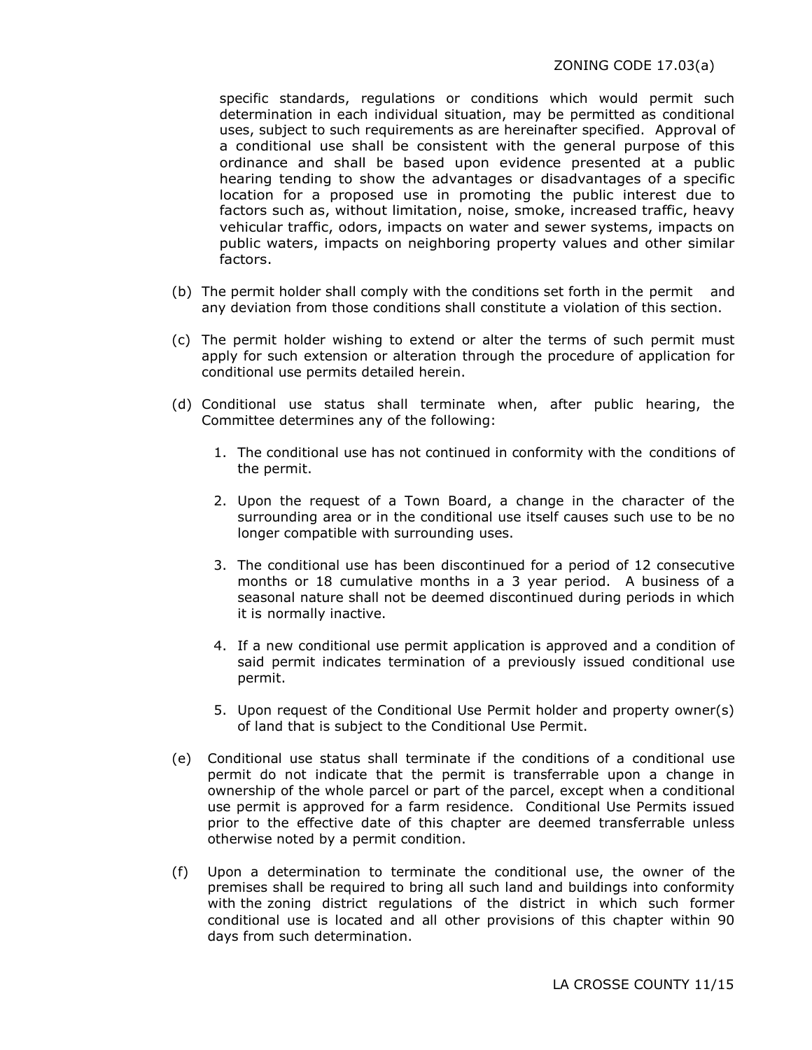specific standards, regulations or conditions which would permit such determination in each individual situation, may be permitted as conditional uses, subject to such requirements as are hereinafter specified. Approval of a conditional use shall be consistent with the general purpose of this ordinance and shall be based upon evidence presented at a public hearing tending to show the advantages or disadvantages of a specific location for a proposed use in promoting the public interest due to factors such as, without limitation, noise, smoke, increased traffic, heavy vehicular traffic, odors, impacts on water and sewer systems, impacts on public waters, impacts on neighboring property values and other similar factors.

(b) The permit holder shall comply with the conditions set forth in the permit and any deviation from those conditions shall constitute a violation of this section.

(c) The permit holder wishing to extend or alter the terms of such permit must apply for such extension or alteration through the procedure of application for conditional use permits detailed herein.

(d) Conditional use status shall terminate when, after public hearing, the Committee determines any of the following:

1. The conditional use has not continued in conformity with the conditions of the permit.

2. Upon the request of a Town Board, a change in the character of the surrounding area or in the conditional use itself causes such use to be no longer compatible with surrounding uses.

3. The conditional use has been discontinued for a period of 12 consecutive months or 18 cumulative months in a 3 year period. A business of a seasonal nature shall not be deemed discontinued during periods in which it is normally inactive.

4. If a new conditional use permit application is approved and a condition of said permit indicates termination of a previously issued conditional use permit.

5. Upon request of the Conditional Use Permit holder and property owner(s) of land that is subject to the Conditional Use Permit.

(e) Conditional use status shall terminate if the conditions of a conditional use permit do not indicate that the permit is transferrable upon a change in ownership of the whole parcel or part of the parcel, except when a conditional use permit is approved for a farm residence. Conditional Use Permits issued prior to the effective date of this chapter are deemed transferrable unless otherwise noted by a permit condition.

(f) Upon a determination to terminate the conditional use, the owner of the premises shall be required to bring all such land and buildings into conformity with the zoning district regulations of the district in which such former conditional use is located and all other provisions of this chapter within 90 days from such determination.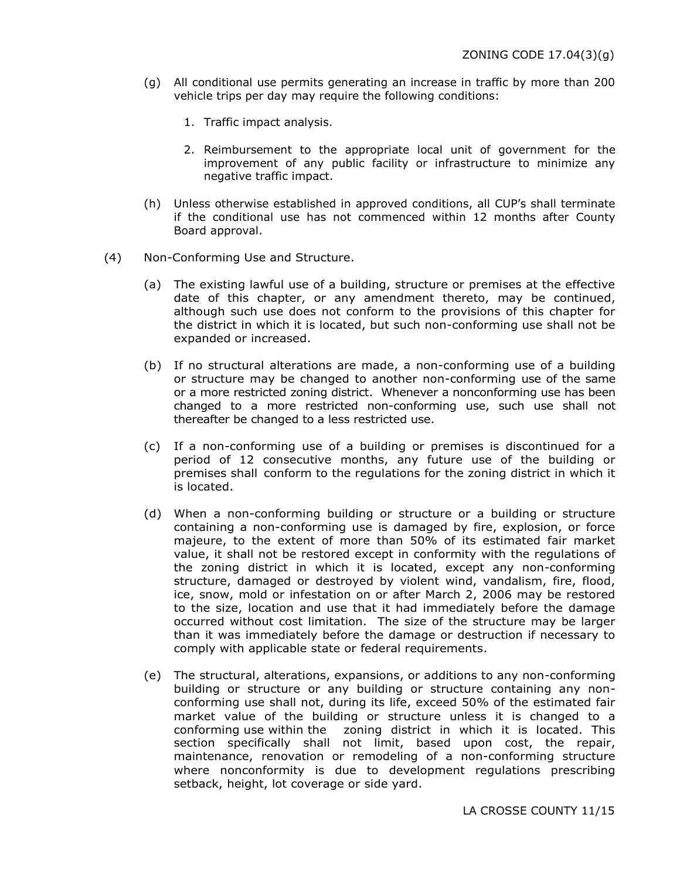(g) All conditional use permits generating an increase in traffic by more than 200 vehicle trips per day may require the following conditions:

1. Traffic impact analysis.

2. Reimbursement to the appropriate local unit of government for the improvement of any public facility or infrastructure to minimize any negative traffic impact.

(h) Unless otherwise established in approved conditions, all CUP's shall terminate if the conditional use has not commenced within 12 months after County Board approval.

(4) Non-Conforming Use and Structure.

(a) The existing lawful use of a building, structure or premises at the effective date of this chapter, or any amendment thereto, may be continued, although such use does not conform to the provisions of this chapter for the district in which it is located, but such non-conforming use shall not be expanded or increased.

(b) If no structural alterations are made, a non-conforming use of a building or structure may be changed to another non-conforming use of the same or a more restricted zoning district. Whenever a nonconforming use has been changed to a more restricted non-conforming use, such use shall not thereafter be changed to a less restricted use.

(c) If a non-conforming use of a building or premises is discontinued for a period of 12 consecutive months, any future use of the building or premises shall conform to the regulations for the zoning district in which it is located.

(d) When a non-conforming building or structure or a building or structure containing a non-conforming use is damaged by fire, explosion, or force majeure, to the extent of more than 50% of its estimated fair market value, it shall not be restored except in conformity with the regulations of the zoning district in which it is located, except any non-conforming structure, damaged or destroyed by violent wind, vandalism, fire, flood, ice, snow, mold or infestation on or after March 2, 2006 may be restored to the size, location and use that it had immediately before the damage occurred without cost limitation. The size of the structure may be larger than it was immediately before the damage or destruction if necessary to comply with applicable state or federal requirements.

(e) The structural, alterations, expansions, or additions to any non-conforming building or structure or any building or structure containing any non-conforming use shall not, during its life, exceed 50% of the estimated fair market value of the building or structure unless it is changed to a conforming use within the zoning district in which it is located. This section specifically shall not limit, based upon cost, the repair, maintenance, renovation or remodeling of a non-conforming structure where nonconformity is due to development regulations prescribing setback, height, lot coverage or side yard.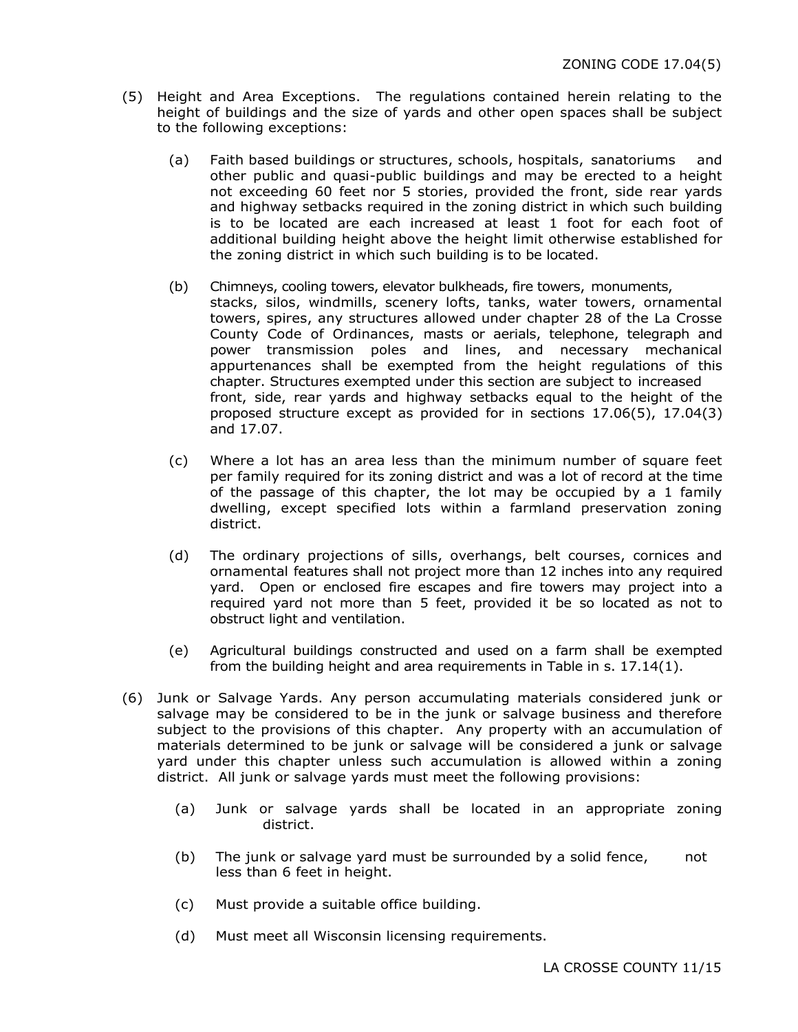(5) Height and Area Exceptions. The regulations contained herein relating to the height of buildings and the size of yards and other open spaces shall be subject to the following exceptions:

(a) Faith based buildings or structures, schools, hospitals, sanatoriums and other public and quasi-public buildings and may be erected to a height not exceeding 60 feet nor 5 stories, provided the front, side rear yards and highway setbacks required in the zoning district in which such building is to be located are each increased at least 1 foot for each foot of additional building height above the height limit otherwise established for the zoning district in which such building is to be located.

(b) Chimneys, cooling towers, elevator bulkheads, fire towers, monuments, stacks, silos, windmills, scenery lofts, tanks, water towers, ornamental towers, spires, any structures allowed under chapter 28 of the La Crosse County Code of Ordinances, masts or aerials, telephone, telegraph and power transmission poles and lines, and necessary mechanical appurtenances shall be exempted from the height regulations of this chapter. Structures exempted under this section are subject to increased front, side, rear yards and highway setbacks equal to the height of the proposed structure except as provided for in sections 17.06(5), 17.04(3) and 17.07.

(c) Where a lot has an area less than the minimum number of square feet per family required for its zoning district and was a lot of record at the time of the passage of this chapter, the lot may be occupied by a 1 family dwelling, except specified lots within a farmland preservation zoning district.

(d) The ordinary projections of sills, overhangs, belt courses, cornices and ornamental features shall not project more than 12 inches into any required yard. Open or enclosed fire escapes and fire towers may project into a required yard not more than 5 feet, provided it be so located as not to obstruct light and ventilation.

(e) Agricultural buildings constructed and used on a farm shall be exempted from the building height and area requirements in Table in s. 17.14(1).

(6) Junk or Salvage Yards. Any person accumulating materials considered junk or salvage may be considered to be in the junk or salvage business and therefore subject to the provisions of this chapter. Any property with an accumulation of materials determined to be junk or salvage will be considered a junk or salvage yard under this chapter unless such accumulation is allowed within a zoning district. All junk or salvage yards must meet the following provisions:

(a) Junk or salvage yards shall be located in an appropriate zoning district.

(b) The junk or salvage yard must be surrounded by a solid fence, not less than 6 feet in height.

(c) Must provide a suitable office building.

(d) Must meet all Wisconsin licensing requirements.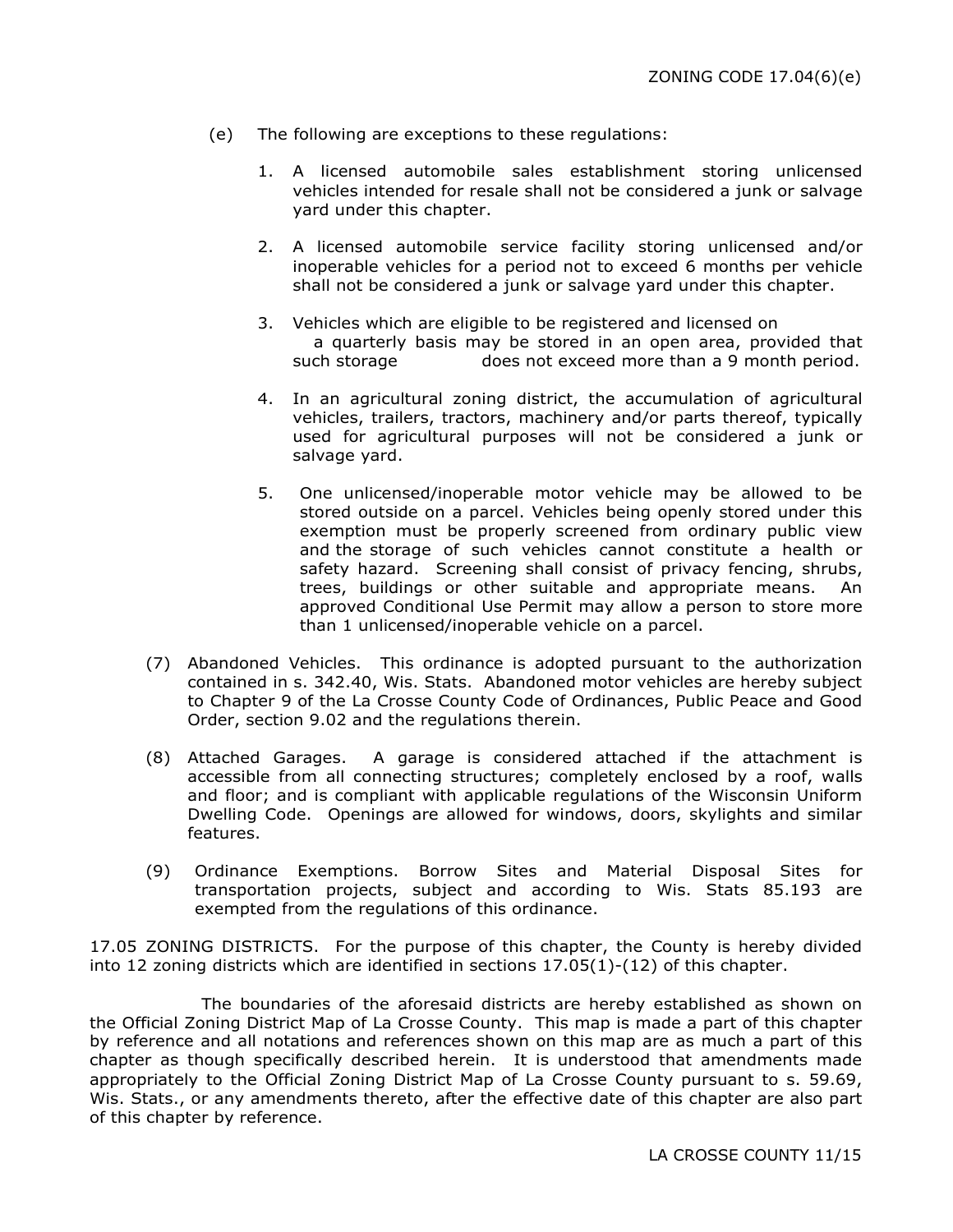(e) The following are exceptions to these regulations:

1. A licensed automobile sales establishment storing unlicensed vehicles intended for resale shall not be considered a junk or salvage yard under this chapter.

2. A licensed automobile service facility storing unlicensed and/or inoperable vehicles for a period not to exceed 6 months per vehicle shall not be considered a junk or salvage yard under this chapter.

3. Vehicles which are eligible to be registered and licensed on a quarterly basis may be stored in an open area, provided that such storage does not exceed more than a 9 month period.

4. In an agricultural zoning district, the accumulation of agricultural vehicles, trailers, tractors, machinery and/or parts thereof, typically used for agricultural purposes will not be considered a junk or salvage yard.

5. One unlicensed/inoperable motor vehicle may be allowed to be stored outside on a parcel. Vehicles being openly stored under this exemption must be properly screened from ordinary public view and the storage of such vehicles cannot constitute a health or safety hazard. Screening shall consist of privacy fencing, shrubs, trees, buildings or other suitable and appropriate means. An approved Conditional Use Permit may allow a person to store more than 1 unlicensed/inoperable vehicle on a parcel.

(7) Abandoned Vehicles. This ordinance is adopted pursuant to the authorization contained in s. 342.40, Wis. Stats. Abandoned motor vehicles are hereby subject to Chapter 9 of the La Crosse County Code of Ordinances, Public Peace and Good Order, section 9.02 and the regulations therein.

(8) Attached Garages. A garage is considered attached if the attachment is accessible from all connecting structures; completely enclosed by a roof, walls and floor; and is compliant with applicable regulations of the Wisconsin Uniform Dwelling Code. Openings are allowed for windows, doors, skylights and similar features.

(9) Ordinance Exemptions. Borrow Sites and Material Disposal Sites for transportation projects, subject and according to Wis. Stats 85.193 are exempted from the regulations of this ordinance.

17.05 ZONING DISTRICTS. For the purpose of this chapter, the County is hereby divided into 12 zoning districts which are identified in sections 17.05(1)-(12) of this chapter.

The boundaries of the aforesaid districts are hereby established as shown on the Official Zoning District Map of La Crosse County. This map is made a part of this chapter by reference and all notations and references shown on this map are as much a part of this chapter as though specifically described herein. It is understood that amendments made appropriately to the Official Zoning District Map of La Crosse County pursuant to s. 59.69, Wis. Stats., or any amendments thereto, after the effective date of this chapter are also part of this chapter by reference.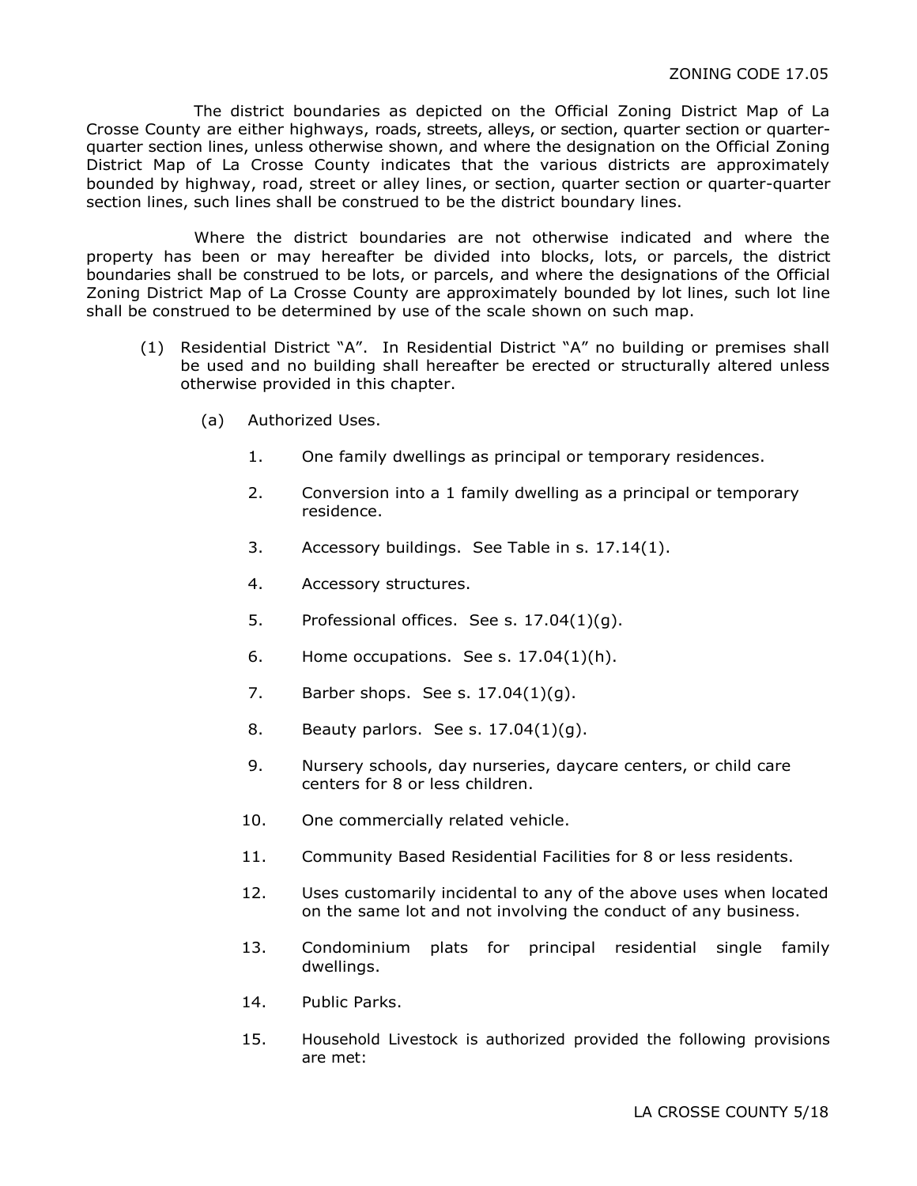The district boundaries as depicted on the Official Zoning District Map of La Crosse County are either highways, roads, streets, alleys, or section, quarter section or quarter-quarter section lines, unless otherwise shown, and where the designation on the Official Zoning District Map of La Crosse County indicates that the various districts are approximately bounded by highway, road, street or alley lines, or section, quarter section or quarter-quarter section lines, such lines shall be construed to be the district boundary lines.

Where the district boundaries are not otherwise indicated and where the property has been or may hereafter be divided into blocks, lots, or parcels, the district boundaries shall be construed to be lots, or parcels, and where the designations of the Official Zoning District Map of La Crosse County are approximately bounded by lot lines, such lot line shall be construed to be determined by use of the scale shown on such map.

(1) Residential District “A”. In Residential District “A” no building or premises shall be used and no building shall hereafter be erected or structurally altered unless otherwise provided in this chapter.

(a) Authorized Uses.

1. One family dwellings as principal or temporary residences.

2. Conversion into a 1 family dwelling as a principal or temporary residence.

3. Accessory buildings. See Table in s. 17.14(1).

4. Accessory structures.

5. Professional offices. See s. 17.04(1)(g).

6. Home occupations. See s. 17.04(1)(h).

7. Barber shops. See s. 17.04(1)(g).

8. Beauty parlors. See s. 17.04(1)(g).

9. Nursery schools, day nurseries, daycare centers, or child care centers for 8 or less children.

10. One commercially related vehicle.

11. Community Based Residential Facilities for 8 or less residents.

12. Uses customarily incidental to any of the above uses when located on the same lot and not involving the conduct of any business.

13. Condominium plats for principal residential single family dwellings.

14. Public Parks.

15. Household Livestock is authorized provided the following provisions are met: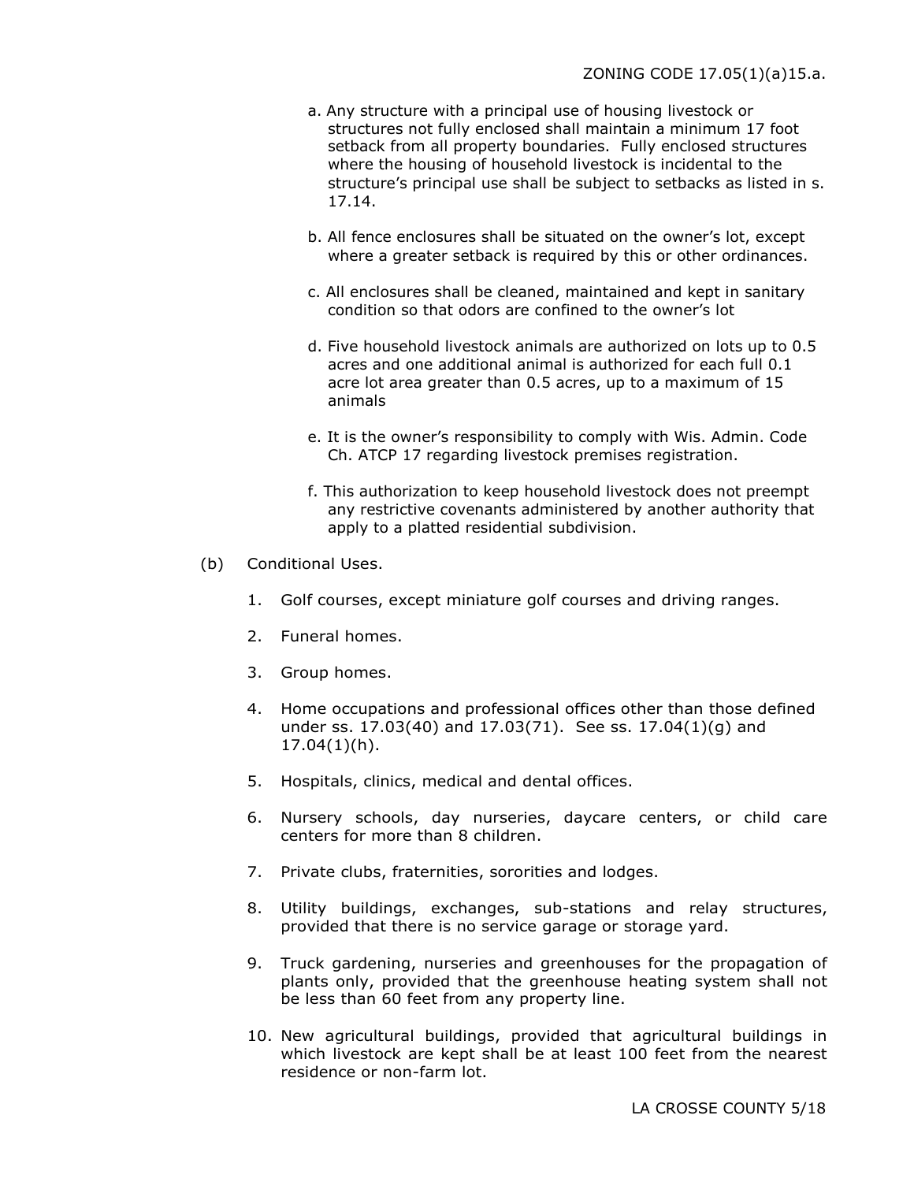a. Any structure with a principal use of housing livestock or structures not fully enclosed shall maintain a minimum 17 foot setback from all property boundaries. Fully enclosed structures where the housing of household livestock is incidental to the structure's principal use shall be subject to setbacks as listed in s. 17.14.

b. All fence enclosures shall be situated on the owner's lot, except where a greater setback is required by this or other ordinances.

c. All enclosures shall be cleaned, maintained and kept in sanitary condition so that odors are confined to the owner's lot

d. Five household livestock animals are authorized on lots up to 0.5 acres and one additional animal is authorized for each full 0.1 acre lot area greater than 0.5 acres, up to a maximum of 15 animals

e. It is the owner's responsibility to comply with Wis. Admin. Code Ch. ATCP 17 regarding livestock premises registration.

f. This authorization to keep household livestock does not preempt any restrictive covenants administered by another authority that apply to a platted residential subdivision.

(b) Conditional Uses.

1. Golf courses, except miniature golf courses and driving ranges.

2. Funeral homes.

3. Group homes.

4. Home occupations and professional offices other than those defined under ss. 17.03(40) and 17.03(71). See ss. 17.04(1)(g) and 17.04(1)(h).

5. Hospitals, clinics, medical and dental offices.

6. Nursery schools, day nurseries, daycare centers, or child care centers for more than 8 children.

7. Private clubs, fraternities, sororities and lodges.

8. Utility buildings, exchanges, sub-stations and relay structures, provided that there is no service garage or storage yard.

9. Truck gardening, nurseries and greenhouses for the propagation of plants only, provided that the greenhouse heating system shall not be less than 60 feet from any property line.

10. New agricultural buildings, provided that agricultural buildings in which livestock are kept shall be at least 100 feet from the nearest residence or non-farm lot.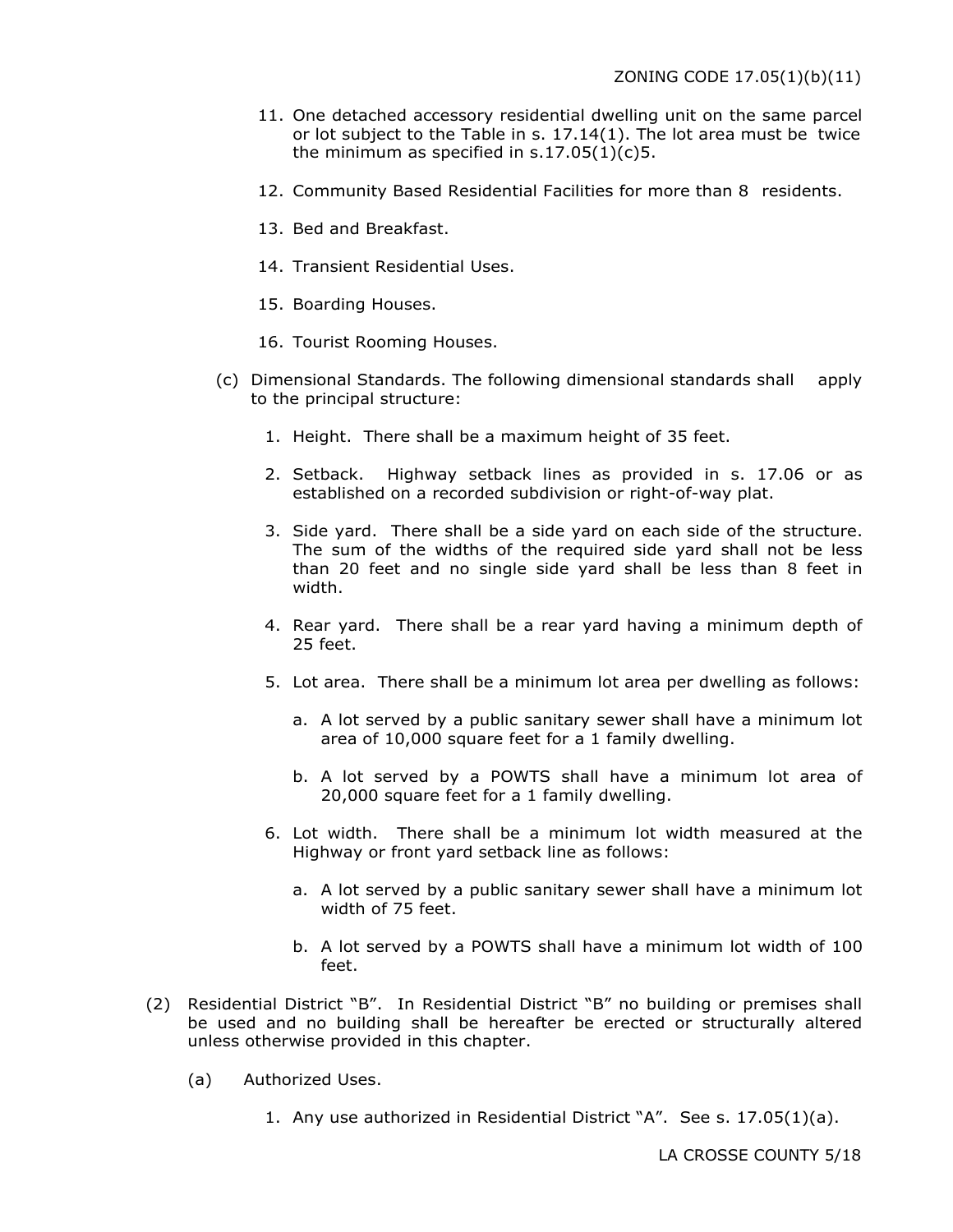11. One detached accessory residential dwelling unit on the same parcel or lot subject to the Table in s. 17.14(1). The lot area must be twice the minimum as specified in s.17.05(1)(c)5.

12. Community Based Residential Facilities for more than 8 residents.

13. Bed and Breakfast.

14. Transient Residential Uses.

15. Boarding Houses.

16. Tourist Rooming Houses.

(c) Dimensional Standards. The following dimensional standards shall apply to the principal structure:

1. Height. There shall be a maximum height of 35 feet.

2. Setback. Highway setback lines as provided in s. 17.06 or as established on a recorded subdivision or right-of-way plat.

3. Side yard. There shall be a side yard on each side of the structure. The sum of the widths of the required side yard shall not be less than 20 feet and no single side yard shall be less than 8 feet in width.

4. Rear yard. There shall be a rear yard having a minimum depth of 25 feet.

5. Lot area. There shall be a minimum lot area per dwelling as follows:

   a. A lot served by a public sanitary sewer shall have a minimum lot area of 10,000 square feet for a 1 family dwelling.

   b. A lot served by a POWTS shall have a minimum lot area of 20,000 square feet for a 1 family dwelling.

6. Lot width. There shall be a minimum lot width measured at the Highway or front yard setback line as follows:

   a. A lot served by a public sanitary sewer shall have a minimum lot width of 75 feet.

   b. A lot served by a POWTS shall have a minimum lot width of 100 feet.

(2) Residential District "B". In Residential District "B" no building or premises shall be used and no building shall be hereafter be erected or structurally altered unless otherwise provided in this chapter.

(a) Authorized Uses.

1. Any use authorized in Residential District "A". See s. 17.05(1)(a).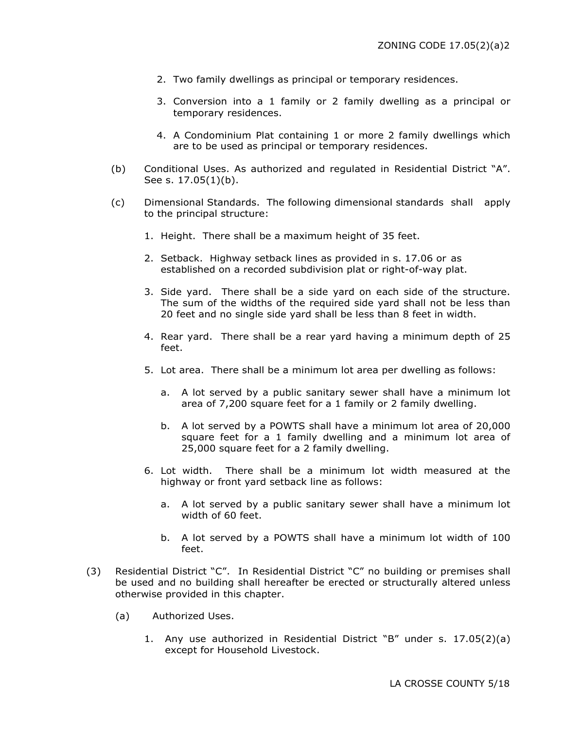2. Two family dwellings as principal or temporary residences.

3. Conversion into a 1 family or 2 family dwelling as a principal or temporary residences.

4. A Condominium Plat containing 1 or more 2 family dwellings which are to be used as principal or temporary residences.

(b) Conditional Uses. As authorized and regulated in Residential District "A". See s. 17.05(1)(b).

(c) Dimensional Standards. The following dimensional standards shall apply to the principal structure:

1. Height. There shall be a maximum height of 35 feet.

2. Setback. Highway setback lines as provided in s. 17.06 or as established on a recorded subdivision plat or right-of-way plat.

3. Side yard. There shall be a side yard on each side of the structure. The sum of the widths of the required side yard shall not be less than 20 feet and no single side yard shall be less than 8 feet in width.

4. Rear yard. There shall be a rear yard having a minimum depth of 25 feet.

5. Lot area. There shall be a minimum lot area per dwelling as follows:

   a. A lot served by a public sanitary sewer shall have a minimum lot area of 7,200 square feet for a 1 family or 2 family dwelling.

   b. A lot served by a POWTS shall have a minimum lot area of 20,000 square feet for a 1 family dwelling and a minimum lot area of 25,000 square feet for a 2 family dwelling.

6. Lot width. There shall be a minimum lot width measured at the highway or front yard setback line as follows:

   a. A lot served by a public sanitary sewer shall have a minimum lot width of 60 feet.

   b. A lot served by a POWTS shall have a minimum lot width of 100 feet.

(3) Residential District "C". In Residential District "C" no building or premises shall be used and no building shall hereafter be erected or structurally altered unless otherwise provided in this chapter.

(a) Authorized Uses.

1. Any use authorized in Residential District "B" under s. 17.05(2)(a) except for Household Livestock.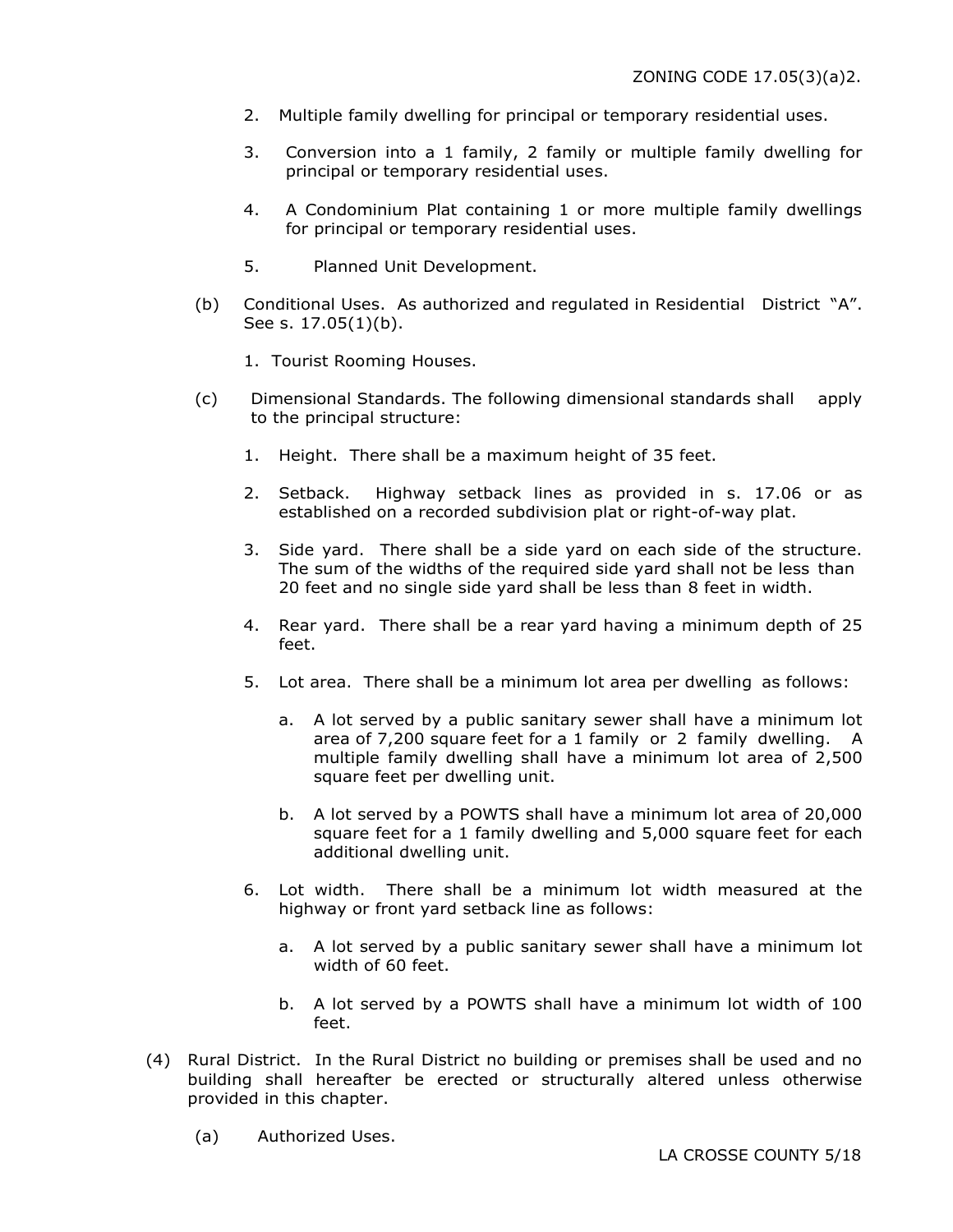2. Multiple family dwelling for principal or temporary residential uses.

3. Conversion into a 1 family, 2 family or multiple family dwelling for principal or temporary residential uses.

4. A Condominium Plat containing 1 or more multiple family dwellings for principal or temporary residential uses.

5. Planned Unit Development.

(b) Conditional Uses. As authorized and regulated in Residential District "A". See s. 17.05(1)(b).

1. Tourist Rooming Houses.

(c) Dimensional Standards. The following dimensional standards shall apply to the principal structure:

1. Height. There shall be a maximum height of 35 feet.

2. Setback. Highway setback lines as provided in s. 17.06 or as established on a recorded subdivision plat or right-of-way plat.

3. Side yard. There shall be a side yard on each side of the structure. The sum of the widths of the required side yard shall not be less than 20 feet and no single side yard shall be less than 8 feet in width.

4. Rear yard. There shall be a rear yard having a minimum depth of 25 feet.

5. Lot area. There shall be a minimum lot area per dwelling as follows:

a. A lot served by a public sanitary sewer shall have a minimum lot area of 7,200 square feet for a 1 family or 2 family dwelling. A multiple family dwelling shall have a minimum lot area of 2,500 square feet per dwelling unit.

b. A lot served by a POWTS shall have a minimum lot area of 20,000 square feet for a 1 family dwelling and 5,000 square feet for each additional dwelling unit.

6. Lot width. There shall be a minimum lot width measured at the highway or front yard setback line as follows:

a. A lot served by a public sanitary sewer shall have a minimum lot width of 60 feet.

b. A lot served by a POWTS shall have a minimum lot width of 100 feet.

(4) Rural District. In the Rural District no building or premises shall be used and no building shall hereafter be erected or structurally altered unless otherwise provided in this chapter.

(a) Authorized Uses.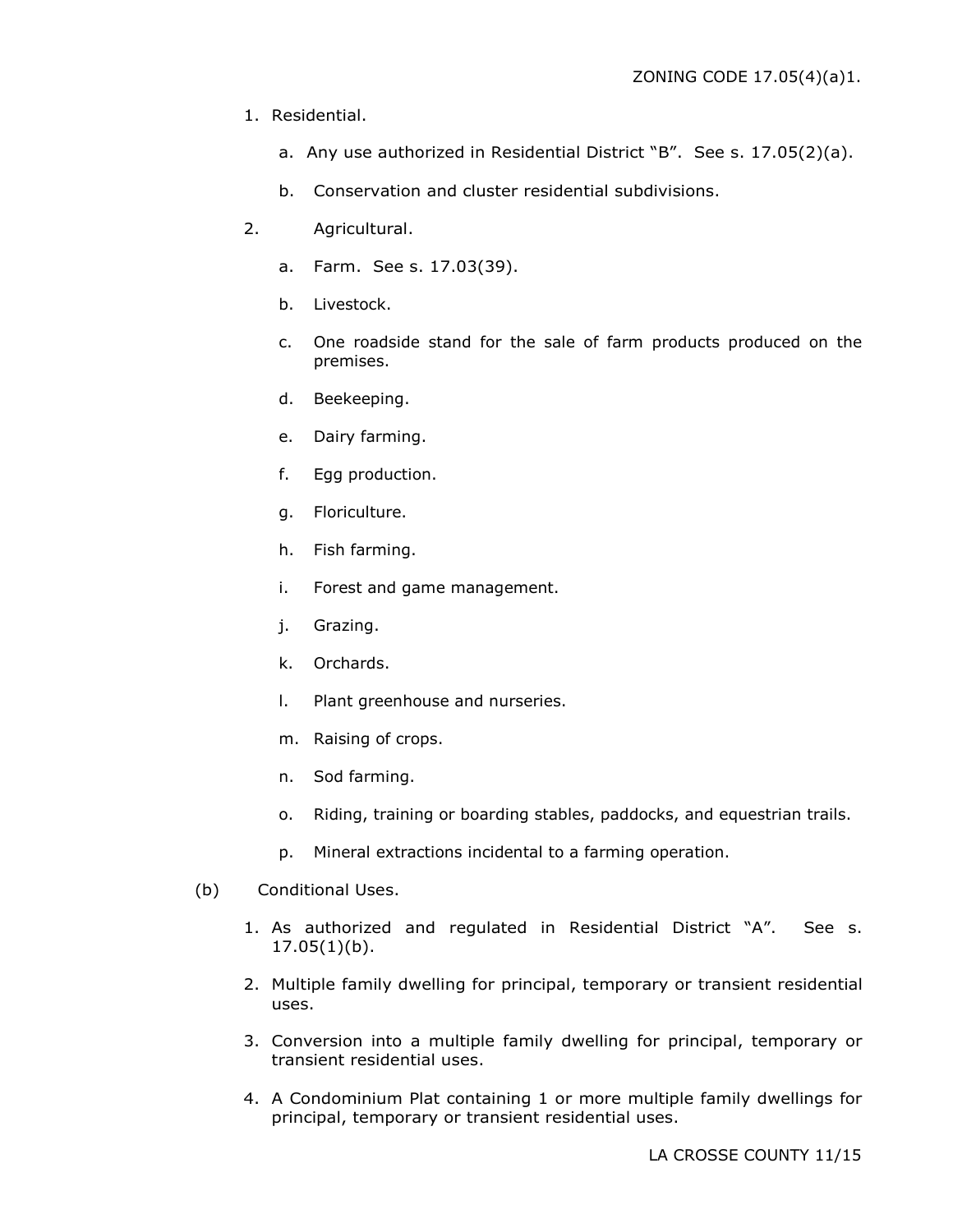1. Residential.

   a. Any use authorized in Residential District “B”. See s. 17.05(2)(a).

   b. Conservation and cluster residential subdivisions.

2. Agricultural.

   a. Farm. See s. 17.03(39).

   b. Livestock.

   c. One roadside stand for the sale of farm products produced on the premises.

   d. Beekeeping.

   e. Dairy farming.

   f. Egg production.

   g. Floriculture.

   h. Fish farming.

   i. Forest and game management.

   j. Grazing.

   k. Orchards.

   l. Plant greenhouse and nurseries.

   m. Raising of crops.

   n. Sod farming.

   o. Riding, training or boarding stables, paddocks, and equestrian trails.

   p. Mineral extractions incidental to a farming operation.

(b) Conditional Uses.

1. As authorized and regulated in Residential District “A”. See s. 17.05(1)(b).

2. Multiple family dwelling for principal, temporary or transient residential uses.

3. Conversion into a multiple family dwelling for principal, temporary or transient residential uses.

4. A Condominium Plat containing 1 or more multiple family dwellings for principal, temporary or transient residential uses.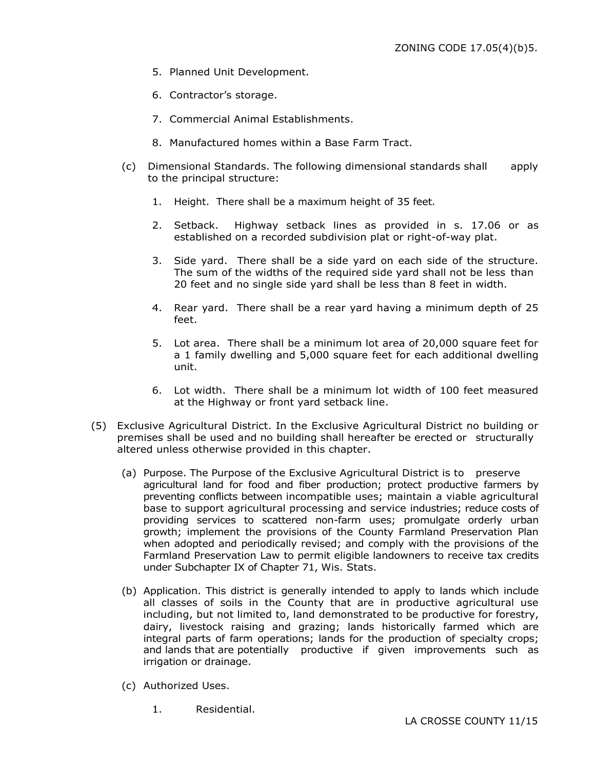5. Planned Unit Development.

6. Contractor's storage.

7. Commercial Animal Establishments.

8. Manufactured homes within a Base Farm Tract.

(c) Dimensional Standards. The following dimensional standards shall apply to the principal structure:

1. Height. There shall be a maximum height of 35 feet.

2. Setback. Highway setback lines as provided in s. 17.06 or as established on a recorded subdivision plat or right-of-way plat.

3. Side yard. There shall be a side yard on each side of the structure. The sum of the widths of the required side yard shall not be less than 20 feet and no single side yard shall be less than 8 feet in width.

4. Rear yard. There shall be a rear yard having a minimum depth of 25 feet.

5. Lot area. There shall be a minimum lot area of 20,000 square feet for a 1 family dwelling and 5,000 square feet for each additional dwelling unit.

6. Lot width. There shall be a minimum lot width of 100 feet measured at the Highway or front yard setback line.

(5) Exclusive Agricultural District. In the Exclusive Agricultural District no building or premises shall be used and no building shall hereafter be erected or structurally altered unless otherwise provided in this chapter.

(a) Purpose. The Purpose of the Exclusive Agricultural District is to preserve agricultural land for food and fiber production; protect productive farmers by preventing conflicts between incompatible uses; maintain a viable agricultural base to support agricultural processing and service industries; reduce costs of providing services to scattered non-farm uses; promulgate orderly urban growth; implement the provisions of the County Farmland Preservation Plan when adopted and periodically revised; and comply with the provisions of the Farmland Preservation Law to permit eligible landowners to receive tax credits under Subchapter IX of Chapter 71, Wis. Stats.

(b) Application. This district is generally intended to apply to lands which include all classes of soils in the County that are in productive agricultural use including, but not limited to, land demonstrated to be productive for forestry, dairy, livestock raising and grazing; lands historically farmed which are integral parts of farm operations; lands for the production of specialty crops; and lands that are potentially productive if given improvements such as irrigation or drainage.

(c) Authorized Uses.

1. Residential.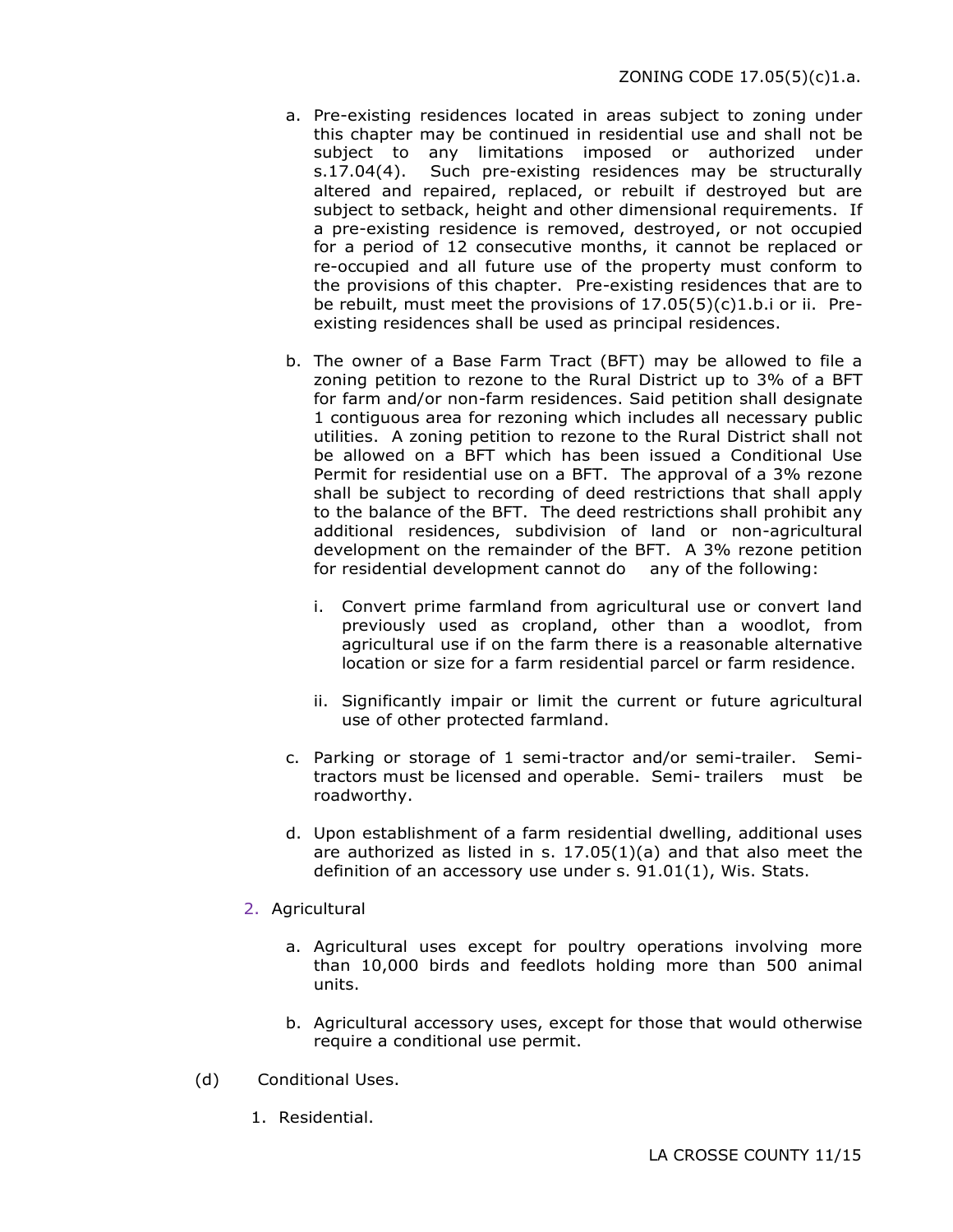a. Pre-existing residences located in areas subject to zoning under this chapter may be continued in residential use and shall not be subject to any limitations imposed or authorized under s.17.04(4). Such pre-existing residences may be structurally altered and repaired, replaced, or rebuilt if destroyed but are subject to setback, height and other dimensional requirements. If a pre-existing residence is removed, destroyed, or not occupied for a period of 12 consecutive months, it cannot be replaced or re-occupied and all future use of the property must conform to the provisions of this chapter. Pre-existing residences that are to be rebuilt, must meet the provisions of 17.05(5)(c)1.b.i or ii. Pre-existing residences shall be used as principal residences.

b. The owner of a Base Farm Tract (BFT) may be allowed to file a zoning petition to rezone to the Rural District up to 3% of a BFT for farm and/or non-farm residences. Said petition shall designate 1 contiguous area for rezoning which includes all necessary public utilities. A zoning petition to rezone to the Rural District shall not be allowed on a BFT which has been issued a Conditional Use Permit for residential use on a BFT. The approval of a 3% rezone shall be subject to recording of deed restrictions that shall apply to the balance of the BFT. The deed restrictions shall prohibit any additional residences, subdivision of land or non-agricultural development on the remainder of the BFT. A 3% rezone petition for residential development cannot do any of the following:

   i. Convert prime farmland from agricultural use or convert land previously used as cropland, other than a woodlot, from agricultural use if on the farm there is a reasonable alternative location or size for a farm residential parcel or farm residence.

   ii. Significantly impair or limit the current or future agricultural use of other protected farmland.

c. Parking or storage of 1 semi-tractor and/or semi-trailer. Semi-tractors must be licensed and operable. Semi- trailers must be roadworthy.

d. Upon establishment of a farm residential dwelling, additional uses are authorized as listed in s. 17.05(1)(a) and that also meet the definition of an accessory use under s. 91.01(1), Wis. Stats.

2. Agricultural

   a. Agricultural uses except for poultry operations involving more than 10,000 birds and feedlots holding more than 500 animal units.

   b. Agricultural accessory uses, except for those that would otherwise require a conditional use permit.

(d) Conditional Uses.

   1. Residential.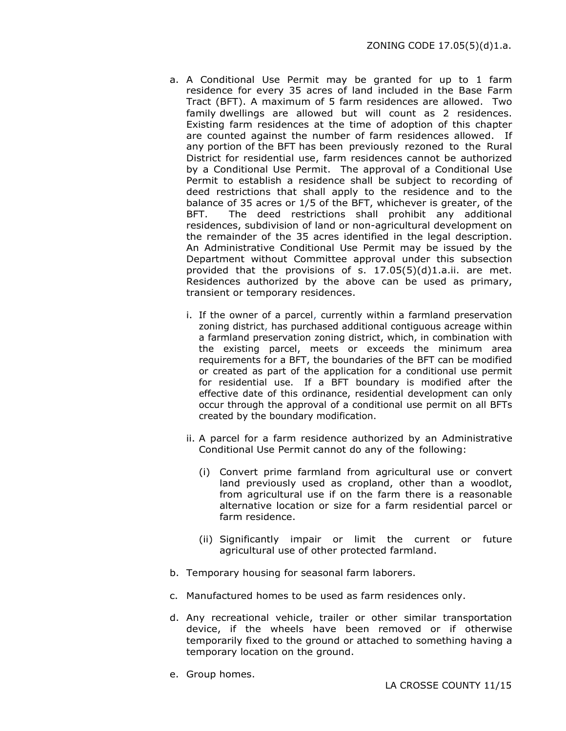a. A Conditional Use Permit may be granted for up to 1 farm residence for every 35 acres of land included in the Base Farm Tract (BFT). A maximum of 5 farm residences are allowed. Two family dwellings are allowed but will count as 2 residences. Existing farm residences at the time of adoption of this chapter are counted against the number of farm residences allowed. If any portion of the BFT has been previously rezoned to the Rural District for residential use, farm residences cannot be authorized by a Conditional Use Permit. The approval of a Conditional Use Permit to establish a residence shall be subject to recording of deed restrictions that shall apply to the residence and to the balance of 35 acres or 1/5 of the BFT, whichever is greater, of the BFT. The deed restrictions shall prohibit any additional residences, subdivision of land or non-agricultural development on the remainder of the 35 acres identified in the legal description. An Administrative Conditional Use Permit may be issued by the Department without Committee approval under this subsection provided that the provisions of s. 17.05(5)(d)1.a.ii. are met. Residences authorized by the above can be used as primary, transient or temporary residences.

   i. If the owner of a parcel, currently within a farmland preservation zoning district, has purchased additional contiguous acreage within a farmland preservation zoning district, which, in combination with the existing parcel, meets or exceeds the minimum area requirements for a BFT, the boundaries of the BFT can be modified or created as part of the application for a conditional use permit for residential use. If a BFT boundary is modified after the effective date of this ordinance, residential development can only occur through the approval of a conditional use permit on all BFTs created by the boundary modification.

   ii. A parcel for a farm residence authorized by an Administrative Conditional Use Permit cannot do any of the following:

      (i) Convert prime farmland from agricultural use or convert land previously used as cropland, other than a woodlot, from agricultural use if on the farm there is a reasonable alternative location or size for a farm residential parcel or farm residence.

      (ii) Significantly impair or limit the current or future agricultural use of other protected farmland.

b. Temporary housing for seasonal farm laborers.

c. Manufactured homes to be used as farm residences only.

d. Any recreational vehicle, trailer or other similar transportation device, if the wheels have been removed or if otherwise temporarily fixed to the ground or attached to something having a temporary location on the ground.

e. Group homes.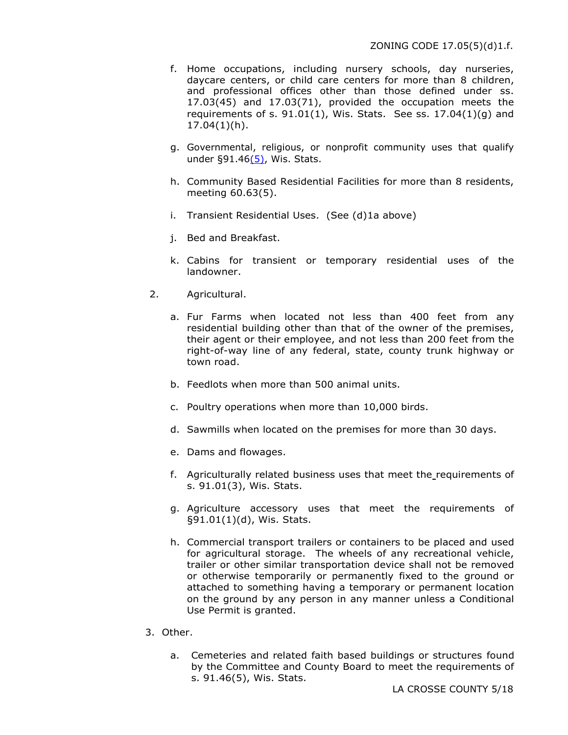f. Home occupations, including nursery schools, day nurseries, daycare centers, or child care centers for more than 8 children, and professional offices other than those defined under ss. 17.03(45) and 17.03(71), provided the occupation meets the requirements of s. 91.01(1), Wis. Stats. See ss. 17.04(1)(g) and 17.04(1)(h).

g. Governmental, religious, or nonprofit community uses that qualify under §91.46(5), Wis. Stats.

h. Community Based Residential Facilities for more than 8 residents, meeting 60.63(5).

i. Transient Residential Uses. (See (d)1a above)

j. Bed and Breakfast.

k. Cabins for transient or temporary residential uses of the landowner.

2. Agricultural.

a. Fur Farms when located not less than 400 feet from any residential building other than that of the owner of the premises, their agent or their employee, and not less than 200 feet from the right-of-way line of any federal, state, county trunk highway or town road.

b. Feedlots when more than 500 animal units.

c. Poultry operations when more than 10,000 birds.

d. Sawmills when located on the premises for more than 30 days.

e. Dams and flowages.

f. Agriculturally related business uses that meet the requirements of s. 91.01(3), Wis. Stats.

g. Agriculture accessory uses that meet the requirements of §91.01(1)(d), Wis. Stats.

h. Commercial transport trailers or containers to be placed and used for agricultural storage. The wheels of any recreational vehicle, trailer or other similar transportation device shall not be removed or otherwise temporarily or permanently fixed to the ground or attached to something having a temporary or permanent location on the ground by any person in any manner unless a Conditional Use Permit is granted.

3. Other.

a. Cemeteries and related faith based buildings or structures found by the Committee and County Board to meet the requirements of s. 91.46(5), Wis. Stats.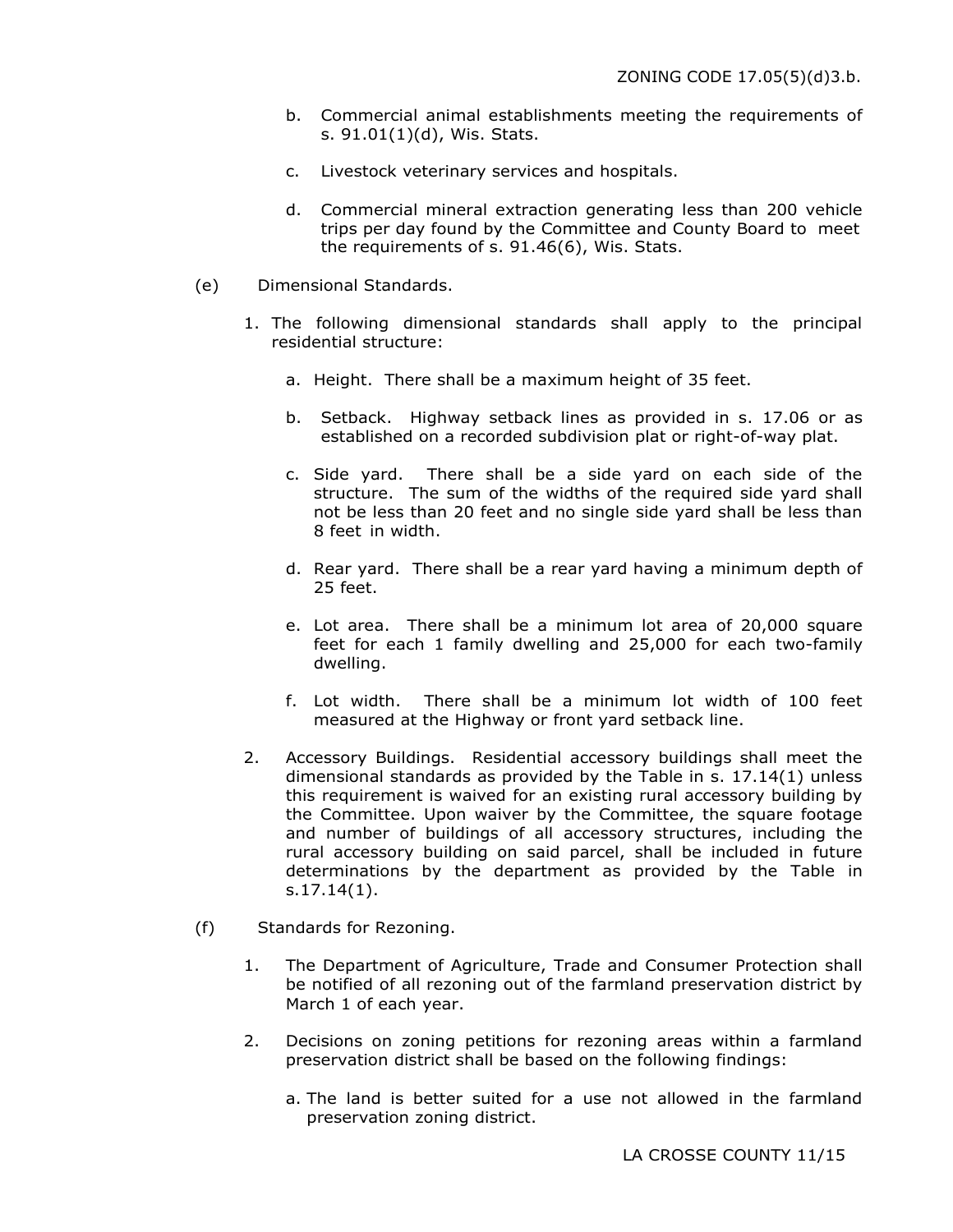b. Commercial animal establishments meeting the requirements of s. 91.01(1)(d), Wis. Stats.

c. Livestock veterinary services and hospitals.

d. Commercial mineral extraction generating less than 200 vehicle trips per day found by the Committee and County Board to meet the requirements of s. 91.46(6), Wis. Stats.

(e) Dimensional Standards.

1. The following dimensional standards shall apply to the principal residential structure:

   a. Height. There shall be a maximum height of 35 feet.

   b. Setback. Highway setback lines as provided in s. 17.06 or as established on a recorded subdivision plat or right-of-way plat.

   c. Side yard. There shall be a side yard on each side of the structure. The sum of the widths of the required side yard shall not be less than 20 feet and no single side yard shall be less than 8 feet in width.

   d. Rear yard. There shall be a rear yard having a minimum depth of 25 feet.

   e. Lot area. There shall be a minimum lot area of 20,000 square feet for each 1 family dwelling and 25,000 for each two-family dwelling.

   f. Lot width. There shall be a minimum lot width of 100 feet measured at the Highway or front yard setback line.

2. Accessory Buildings. Residential accessory buildings shall meet the dimensional standards as provided by the Table in s. 17.14(1) unless this requirement is waived for an existing rural accessory building by the Committee. Upon waiver by the Committee, the square footage and number of buildings of all accessory structures, including the rural accessory building on said parcel, shall be included in future determinations by the department as provided by the Table in s.17.14(1).

(f) Standards for Rezoning.

1. The Department of Agriculture, Trade and Consumer Protection shall be notified of all rezoning out of the farmland preservation district by March 1 of each year.

2. Decisions on zoning petitions for rezoning areas within a farmland preservation district shall be based on the following findings:

   a. The land is better suited for a use not allowed in the farmland preservation zoning district.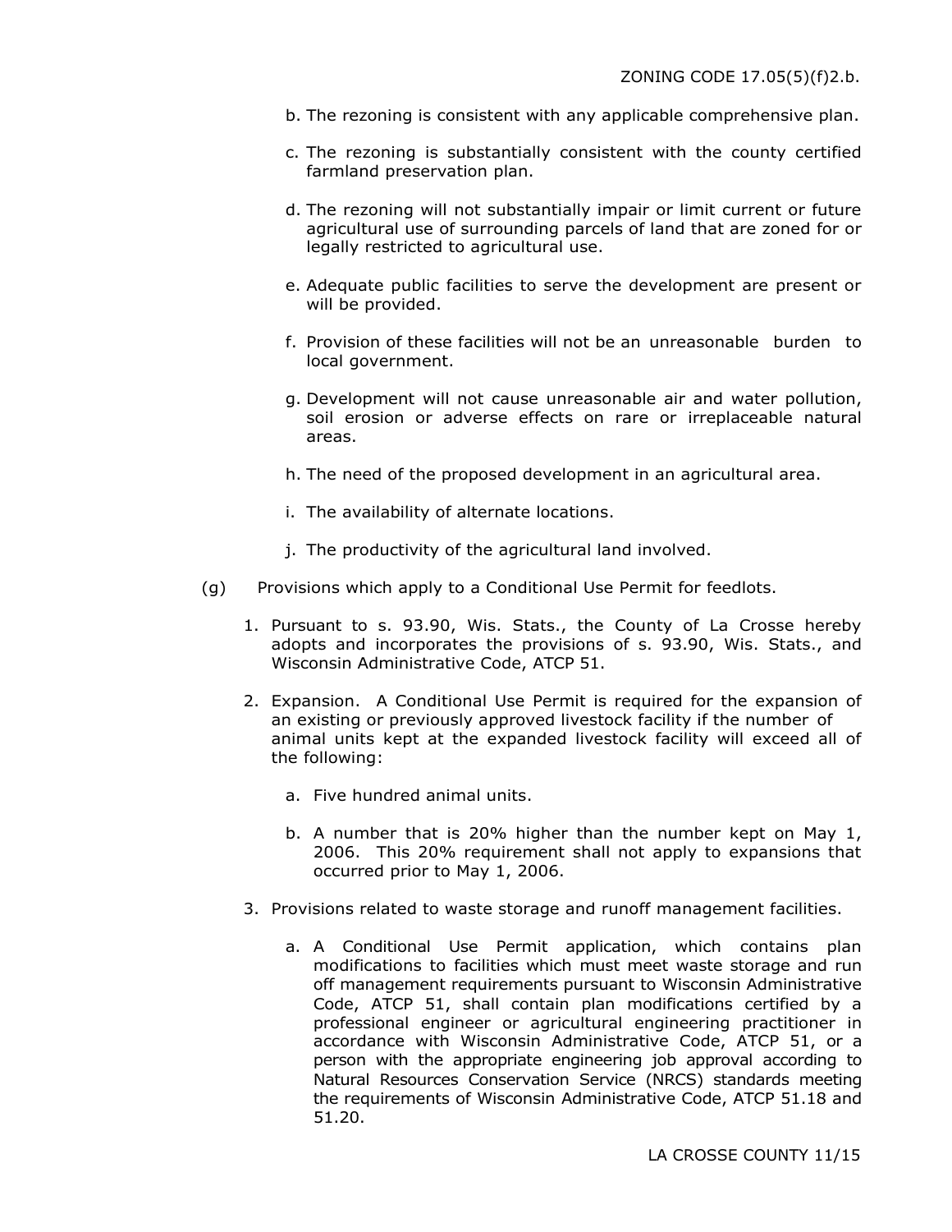b. The rezoning is consistent with any applicable comprehensive plan.

c. The rezoning is substantially consistent with the county certified farmland preservation plan.

d. The rezoning will not substantially impair or limit current or future agricultural use of surrounding parcels of land that are zoned for or legally restricted to agricultural use.

e. Adequate public facilities to serve the development are present or will be provided.

f. Provision of these facilities will not be an unreasonable burden to local government.

g. Development will not cause unreasonable air and water pollution, soil erosion or adverse effects on rare or irreplaceable natural areas.

h. The need of the proposed development in an agricultural area.

i. The availability of alternate locations.

j. The productivity of the agricultural land involved.

(g) Provisions which apply to a Conditional Use Permit for feedlots.

1. Pursuant to s. 93.90, Wis. Stats., the County of La Crosse hereby adopts and incorporates the provisions of s. 93.90, Wis. Stats., and Wisconsin Administrative Code, ATCP 51.

2. Expansion. A Conditional Use Permit is required for the expansion of an existing or previously approved livestock facility if the number of animal units kept at the expanded livestock facility will exceed all of the following:

   a. Five hundred animal units.

   b. A number that is 20% higher than the number kept on May 1, 2006. This 20% requirement shall not apply to expansions that occurred prior to May 1, 2006.

3. Provisions related to waste storage and runoff management facilities.

   a. A Conditional Use Permit application, which contains plan modifications to facilities which must meet waste storage and run off management requirements pursuant to Wisconsin Administrative Code, ATCP 51, shall contain plan modifications certified by a professional engineer or agricultural engineering practitioner in accordance with Wisconsin Administrative Code, ATCP 51, or a person with the appropriate engineering job approval according to Natural Resources Conservation Service (NRCS) standards meeting the requirements of Wisconsin Administrative Code, ATCP 51.18 and 51.20.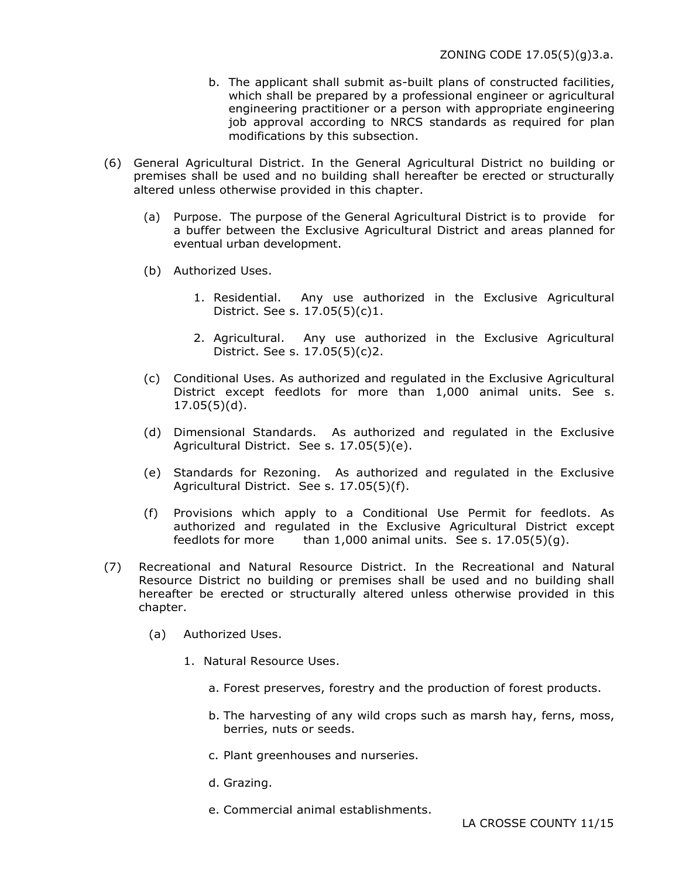b. The applicant shall submit as-built plans of constructed facilities, which shall be prepared by a professional engineer or agricultural engineering practitioner or a person with appropriate engineering job approval according to NRCS standards as required for plan modifications by this subsection.

(6) General Agricultural District. In the General Agricultural District no building or premises shall be used and no building shall hereafter be erected or structurally altered unless otherwise provided in this chapter.

(a) Purpose. The purpose of the General Agricultural District is to provide for a buffer between the Exclusive Agricultural District and areas planned for eventual urban development.

(b) Authorized Uses.

1. Residential. Any use authorized in the Exclusive Agricultural District. See s. 17.05(5)(c)1.

2. Agricultural. Any use authorized in the Exclusive Agricultural District. See s. 17.05(5)(c)2.

(c) Conditional Uses. As authorized and regulated in the Exclusive Agricultural District except feedlots for more than 1,000 animal units. See s. 17.05(5)(d).

(d) Dimensional Standards. As authorized and regulated in the Exclusive Agricultural District. See s. 17.05(5)(e).

(e) Standards for Rezoning. As authorized and regulated in the Exclusive Agricultural District. See s. 17.05(5)(f).

(f) Provisions which apply to a Conditional Use Permit for feedlots. As authorized and regulated in the Exclusive Agricultural District except feedlots for more than 1,000 animal units. See s. 17.05(5)(g).

(7) Recreational and Natural Resource District. In the Recreational and Natural Resource District no building or premises shall be used and no building shall hereafter be erected or structurally altered unless otherwise provided in this chapter.

(a) Authorized Uses.

1. Natural Resource Uses.

a. Forest preserves, forestry and the production of forest products.

b. The harvesting of any wild crops such as marsh hay, ferns, moss, berries, nuts or seeds.

c. Plant greenhouses and nurseries.

d. Grazing.

e. Commercial animal establishments.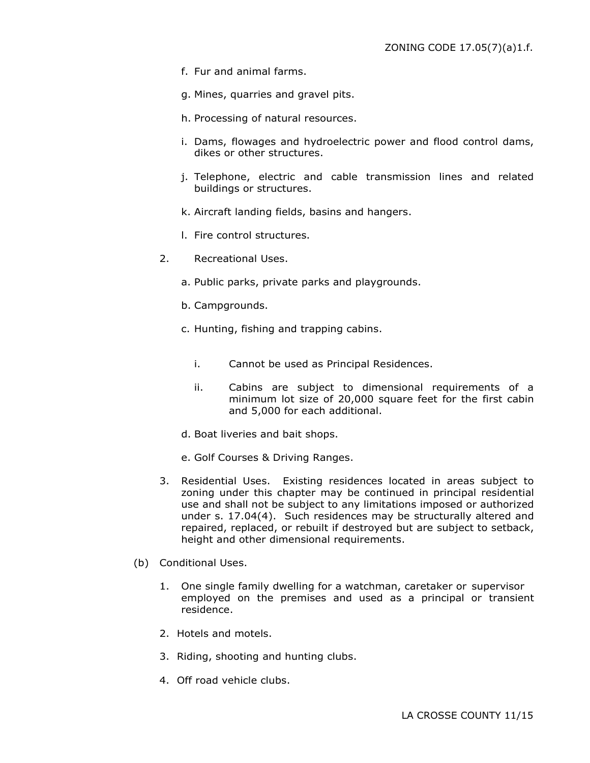f. Fur and animal farms.

g. Mines, quarries and gravel pits.

h. Processing of natural resources.

i. Dams, flowages and hydroelectric power and flood control dams, dikes or other structures.

j. Telephone, electric and cable transmission lines and related buildings or structures.

k. Aircraft landing fields, basins and hangers.

l. Fire control structures.

2. Recreational Uses.

a. Public parks, private parks and playgrounds.

b. Campgrounds.

c. Hunting, fishing and trapping cabins.

i. Cannot be used as Principal Residences.

ii. Cabins are subject to dimensional requirements of a minimum lot size of 20,000 square feet for the first cabin and 5,000 for each additional.

d. Boat liveries and bait shops.

e. Golf Courses & Driving Ranges.

3. Residential Uses. Existing residences located in areas subject to zoning under this chapter may be continued in principal residential use and shall not be subject to any limitations imposed or authorized under s. 17.04(4). Such residences may be structurally altered and repaired, replaced, or rebuilt if destroyed but are subject to setback, height and other dimensional requirements.

(b) Conditional Uses.

1. One single family dwelling for a watchman, caretaker or supervisor employed on the premises and used as a principal or transient residence.

2. Hotels and motels.

3. Riding, shooting and hunting clubs.

4. Off road vehicle clubs.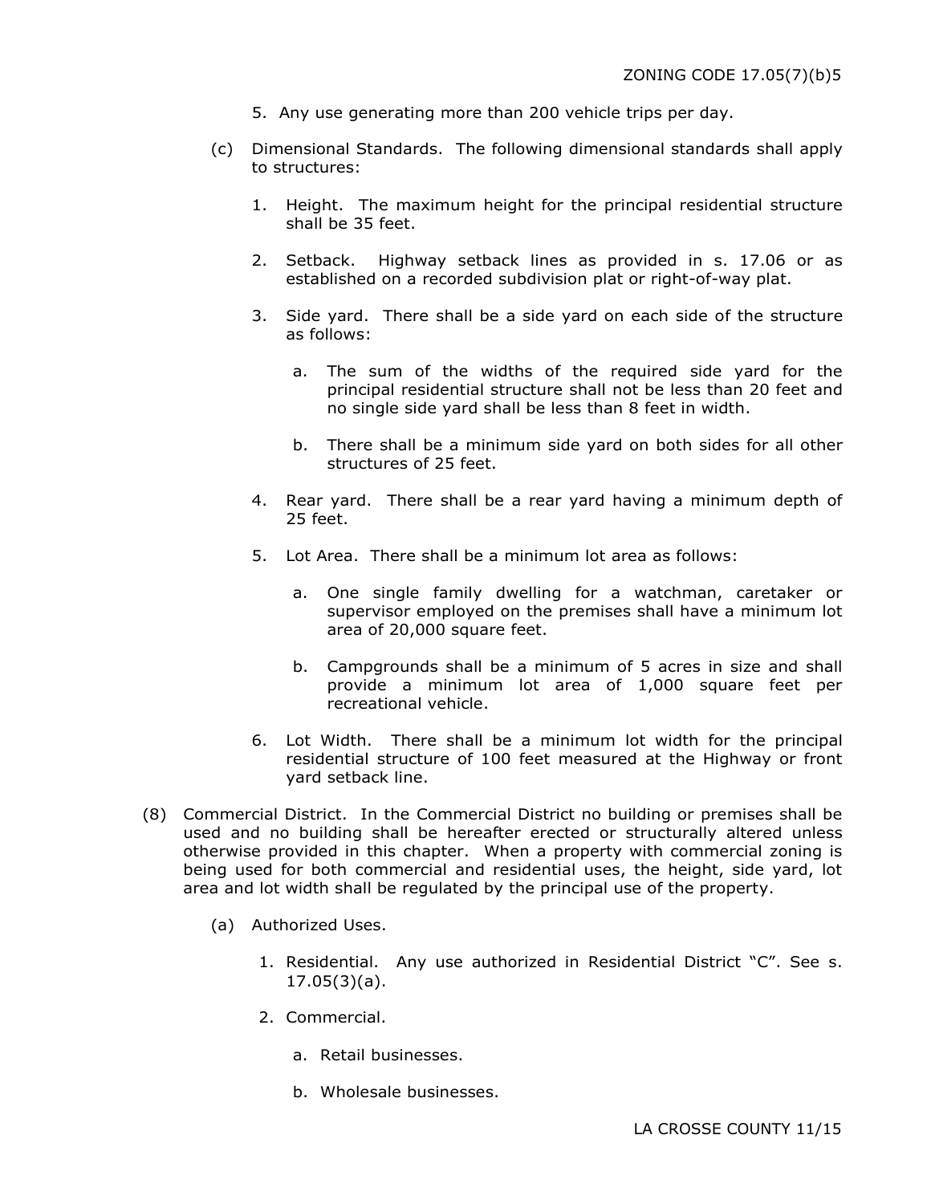5. Any use generating more than 200 vehicle trips per day.

(c) Dimensional Standards. The following dimensional standards shall apply to structures:

1. Height. The maximum height for the principal residential structure shall be 35 feet.

2. Setback. Highway setback lines as provided in s. 17.06 or as established on a recorded subdivision plat or right-of-way plat.

3. Side yard. There shall be a side yard on each side of the structure as follows:

   a. The sum of the widths of the required side yard for the principal residential structure shall not be less than 20 feet and no single side yard shall be less than 8 feet in width.

   b. There shall be a minimum side yard on both sides for all other structures of 25 feet.

4. Rear yard. There shall be a rear yard having a minimum depth of 25 feet.

5. Lot Area. There shall be a minimum lot area as follows:

   a. One single family dwelling for a watchman, caretaker or supervisor employed on the premises shall have a minimum lot area of 20,000 square feet.

   b. Campgrounds shall be a minimum of 5 acres in size and shall provide a minimum lot area of 1,000 square feet per recreational vehicle.

6. Lot Width. There shall be a minimum lot width for the principal residential structure of 100 feet measured at the Highway or front yard setback line.

(8) Commercial District. In the Commercial District no building or premises shall be used and no building shall be hereafter erected or structurally altered unless otherwise provided in this chapter. When a property with commercial zoning is being used for both commercial and residential uses, the height, side yard, lot area and lot width shall be regulated by the principal use of the property.

(a) Authorized Uses.

1. Residential. Any use authorized in Residential District "C". See s. 17.05(3)(a).

2. Commercial.

   a. Retail businesses.

   b. Wholesale businesses.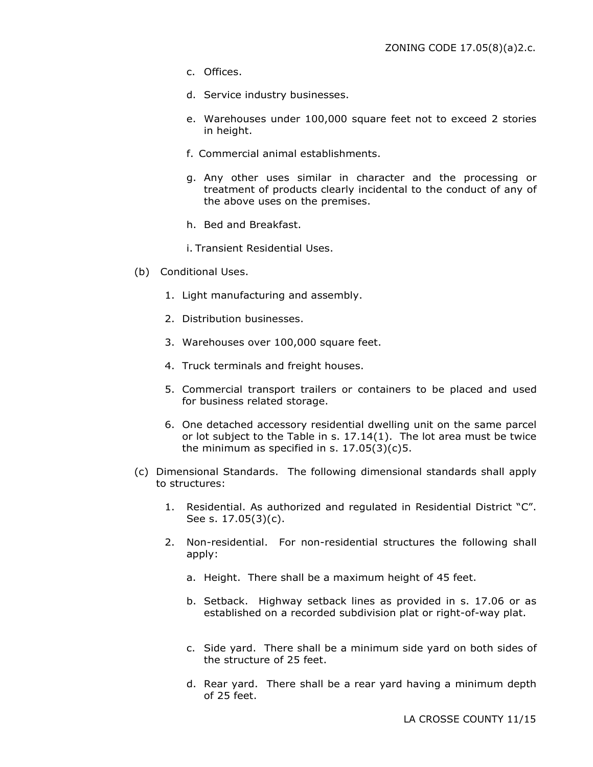c. Offices.

d. Service industry businesses.

e. Warehouses under 100,000 square feet not to exceed 2 stories in height.

f. Commercial animal establishments.

g. Any other uses similar in character and the processing or treatment of products clearly incidental to the conduct of any of the above uses on the premises.

h. Bed and Breakfast.

i. Transient Residential Uses.

(b) Conditional Uses.

1. Light manufacturing and assembly.

2. Distribution businesses.

3. Warehouses over 100,000 square feet.

4. Truck terminals and freight houses.

5. Commercial transport trailers or containers to be placed and used for business related storage.

6. One detached accessory residential dwelling unit on the same parcel or lot subject to the Table in s. 17.14(1). The lot area must be twice the minimum as specified in s. 17.05(3)(c)5.

(c) Dimensional Standards. The following dimensional standards shall apply to structures:

1. Residential. As authorized and regulated in Residential District "C". See s. 17.05(3)(c).

2. Non-residential. For non-residential structures the following shall apply:

   a. Height. There shall be a maximum height of 45 feet.

   b. Setback. Highway setback lines as provided in s. 17.06 or as established on a recorded subdivision plat or right-of-way plat.

   c. Side yard. There shall be a minimum side yard on both sides of the structure of 25 feet.

   d. Rear yard. There shall be a rear yard having a minimum depth of 25 feet.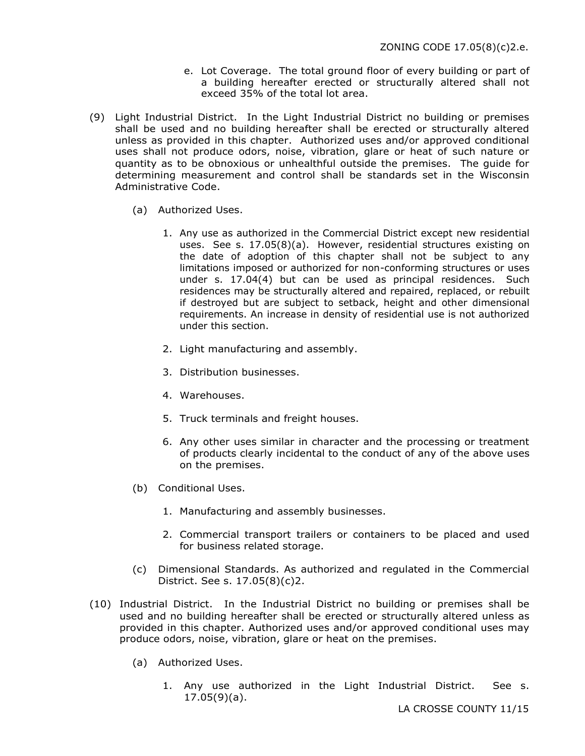e. Lot Coverage. The total ground floor of every building or part of a building hereafter erected or structurally altered shall not exceed 35% of the total lot area.

(9) Light Industrial District. In the Light Industrial District no building or premises shall be used and no building hereafter shall be erected or structurally altered unless as provided in this chapter. Authorized uses and/or approved conditional uses shall not produce odors, noise, vibration, glare or heat of such nature or quantity as to be obnoxious or unhealthful outside the premises. The guide for determining measurement and control shall be standards set in the Wisconsin Administrative Code.

(a) Authorized Uses.

1. Any use as authorized in the Commercial District except new residential uses. See s. 17.05(8)(a). However, residential structures existing on the date of adoption of this chapter shall not be subject to any limitations imposed or authorized for non-conforming structures or uses under s. 17.04(4) but can be used as principal residences. Such residences may be structurally altered and repaired, replaced, or rebuilt if destroyed but are subject to setback, height and other dimensional requirements. An increase in density of residential use is not authorized under this section.

2. Light manufacturing and assembly.

3. Distribution businesses.

4. Warehouses.

5. Truck terminals and freight houses.

6. Any other uses similar in character and the processing or treatment of products clearly incidental to the conduct of any of the above uses on the premises.

(b) Conditional Uses.

1. Manufacturing and assembly businesses.

2. Commercial transport trailers or containers to be placed and used for business related storage.

(c) Dimensional Standards. As authorized and regulated in the Commercial District. See s. 17.05(8)(c)2.

(10) Industrial District. In the Industrial District no building or premises shall be used and no building hereafter shall be erected or structurally altered unless as provided in this chapter. Authorized uses and/or approved conditional uses may produce odors, noise, vibration, glare or heat on the premises.

(a) Authorized Uses.

1. Any use authorized in the Light Industrial District. See s. 17.05(9)(a).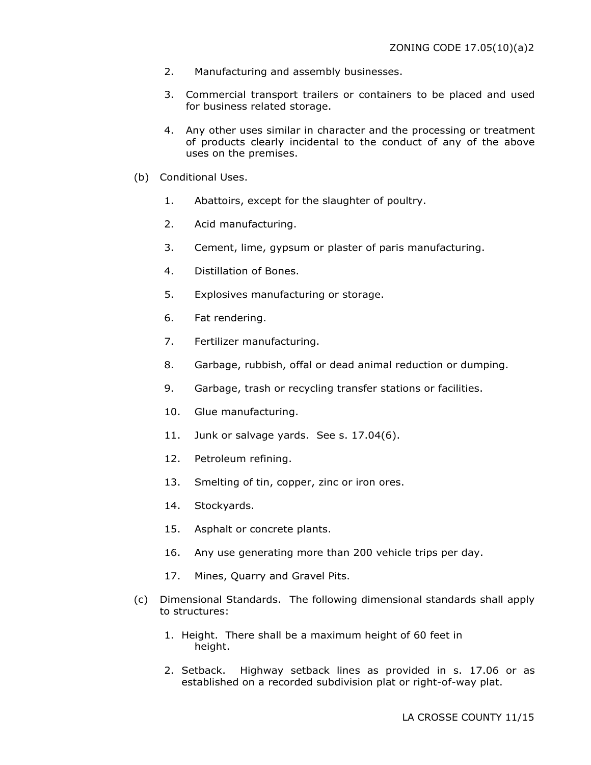2. Manufacturing and assembly businesses.

3. Commercial transport trailers or containers to be placed and used for business related storage.

4. Any other uses similar in character and the processing or treatment of products clearly incidental to the conduct of any of the above uses on the premises.

(b) Conditional Uses.

1. Abattoirs, except for the slaughter of poultry.

2. Acid manufacturing.

3. Cement, lime, gypsum or plaster of paris manufacturing.

4. Distillation of Bones.

5. Explosives manufacturing or storage.

6. Fat rendering.

7. Fertilizer manufacturing.

8. Garbage, rubbish, offal or dead animal reduction or dumping.

9. Garbage, trash or recycling transfer stations or facilities.

10. Glue manufacturing.

11. Junk or salvage yards. See s. 17.04(6).

12. Petroleum refining.

13. Smelting of tin, copper, zinc or iron ores.

14. Stockyards.

15. Asphalt or concrete plants.

16. Any use generating more than 200 vehicle trips per day.

17. Mines, Quarry and Gravel Pits.

(c) Dimensional Standards. The following dimensional standards shall apply to structures:

1. Height. There shall be a maximum height of 60 feet in height.

2. Setback. Highway setback lines as provided in s. 17.06 or as established on a recorded subdivision plat or right-of-way plat.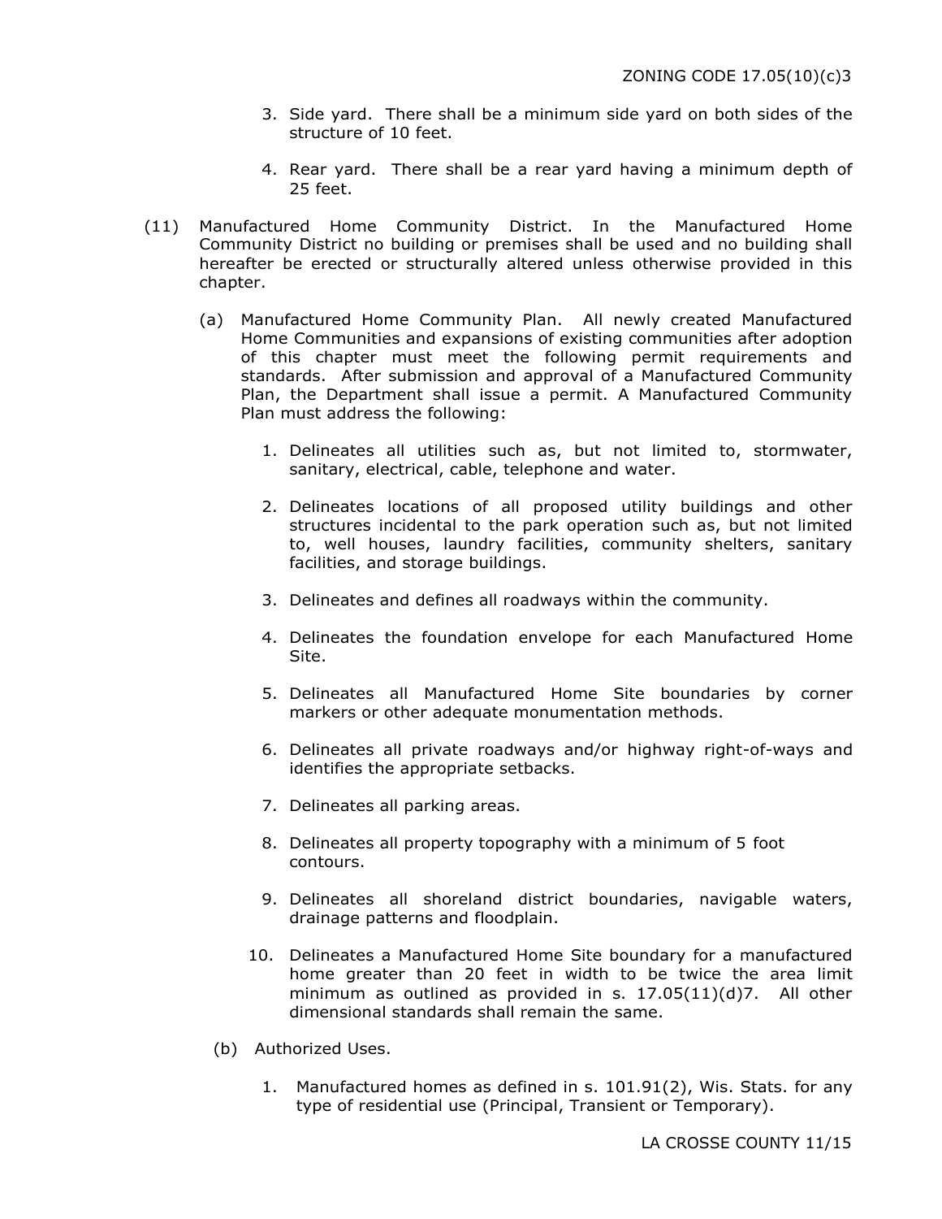3. Side yard. There shall be a minimum side yard on both sides of the structure of 10 feet.

4. Rear yard. There shall be a rear yard having a minimum depth of 25 feet.

(11) Manufactured Home Community District. In the Manufactured Home Community District no building or premises shall be used and no building shall hereafter be erected or structurally altered unless otherwise provided in this chapter.

(a) Manufactured Home Community Plan. All newly created Manufactured Home Communities and expansions of existing communities after adoption of this chapter must meet the following permit requirements and standards. After submission and approval of a Manufactured Community Plan, the Department shall issue a permit. A Manufactured Community Plan must address the following:

1. Delineates all utilities such as, but not limited to, stormwater, sanitary, electrical, cable, telephone and water.

2. Delineates locations of all proposed utility buildings and other structures incidental to the park operation such as, but not limited to, well houses, laundry facilities, community shelters, sanitary facilities, and storage buildings.

3. Delineates and defines all roadways within the community.

4. Delineates the foundation envelope for each Manufactured Home Site.

5. Delineates all Manufactured Home Site boundaries by corner markers or other adequate monumentation methods.

6. Delineates all private roadways and/or highway right-of-ways and identifies the appropriate setbacks.

7. Delineates all parking areas.

8. Delineates all property topography with a minimum of 5 foot contours.

9. Delineates all shoreland district boundaries, navigable waters, drainage patterns and floodplain.

10. Delineates a Manufactured Home Site boundary for a manufactured home greater than 20 feet in width to be twice the area limit minimum as outlined as provided in s. 17.05(11)(d)7. All other dimensional standards shall remain the same.

(b) Authorized Uses.

1. Manufactured homes as defined in s. 101.91(2), Wis. Stats. for any type of residential use (Principal, Transient or Temporary).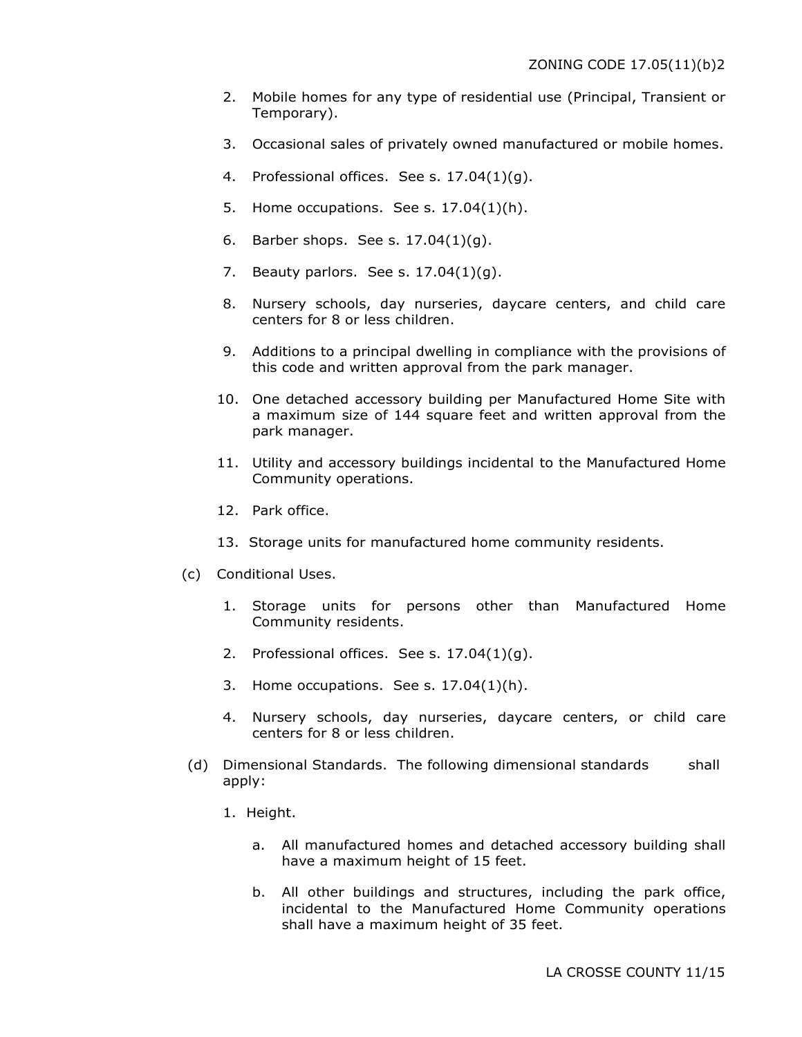2. Mobile homes for any type of residential use (Principal, Transient or Temporary).

3. Occasional sales of privately owned manufactured or mobile homes.

4. Professional offices. See s. 17.04(1)(g).

5. Home occupations. See s. 17.04(1)(h).

6. Barber shops. See s. 17.04(1)(g).

7. Beauty parlors. See s. 17.04(1)(g).

8. Nursery schools, day nurseries, daycare centers, and child care centers for 8 or less children.

9. Additions to a principal dwelling in compliance with the provisions of this code and written approval from the park manager.

10. One detached accessory building per Manufactured Home Site with a maximum size of 144 square feet and written approval from the park manager.

11. Utility and accessory buildings incidental to the Manufactured Home Community operations.

12. Park office.

13. Storage units for manufactured home community residents.

(c) Conditional Uses.

1. Storage units for persons other than Manufactured Home Community residents.

2. Professional offices. See s. 17.04(1)(g).

3. Home occupations. See s. 17.04(1)(h).

4. Nursery schools, day nurseries, daycare centers, or child care centers for 8 or less children.

(d) Dimensional Standards. The following dimensional standards shall apply:

1. Height.

   a. All manufactured homes and detached accessory building shall have a maximum height of 15 feet.

   b. All other buildings and structures, including the park office, incidental to the Manufactured Home Community operations shall have a maximum height of 35 feet.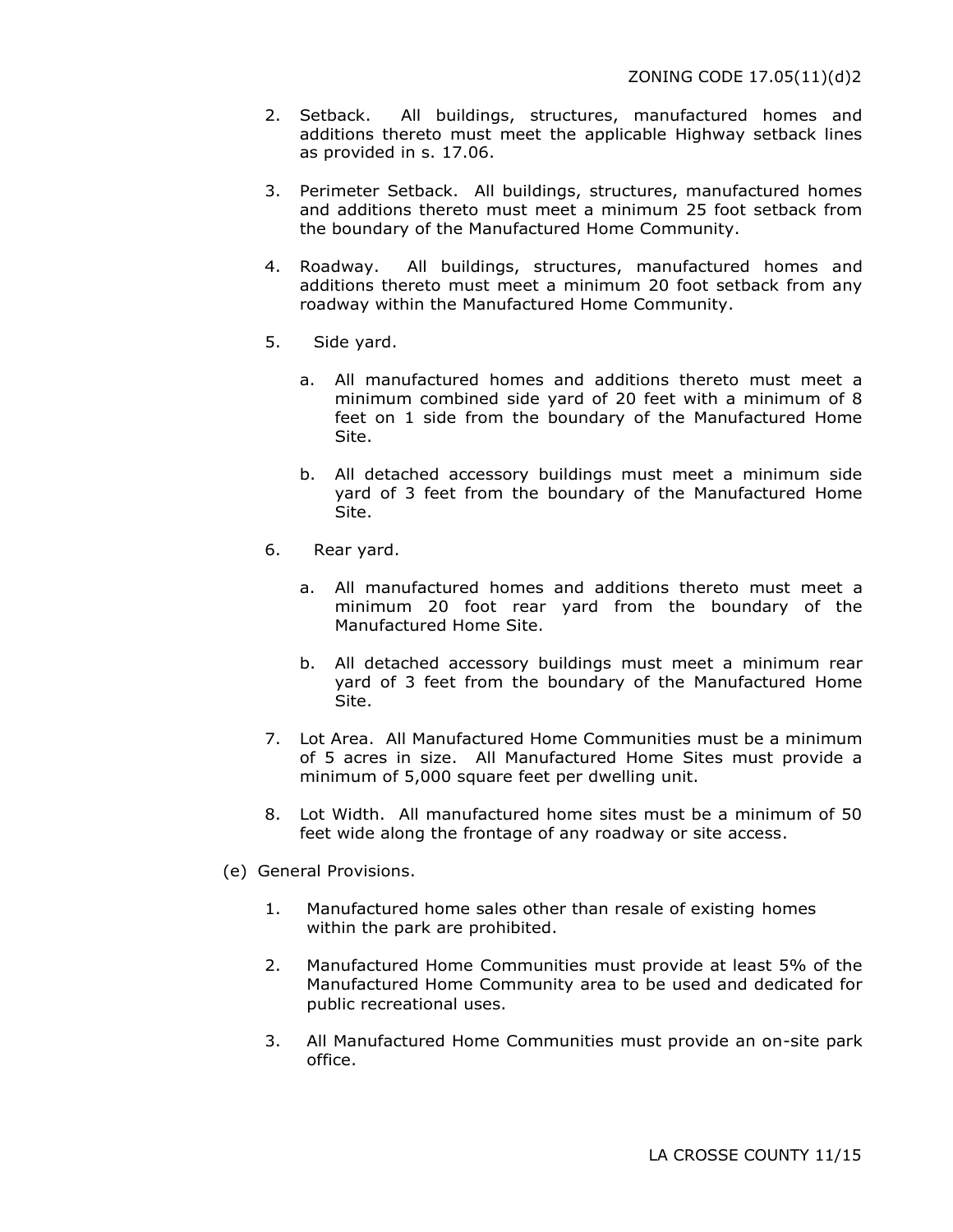2. Setback. All buildings, structures, manufactured homes and additions thereto must meet the applicable Highway setback lines as provided in s. 17.06.

3. Perimeter Setback. All buildings, structures, manufactured homes and additions thereto must meet a minimum 25 foot setback from the boundary of the Manufactured Home Community.

4. Roadway. All buildings, structures, manufactured homes and additions thereto must meet a minimum 20 foot setback from any roadway within the Manufactured Home Community.

5. Side yard.

   a. All manufactured homes and additions thereto must meet a minimum combined side yard of 20 feet with a minimum of 8 feet on 1 side from the boundary of the Manufactured Home Site.

   b. All detached accessory buildings must meet a minimum side yard of 3 feet from the boundary of the Manufactured Home Site.

6. Rear yard.

   a. All manufactured homes and additions thereto must meet a minimum 20 foot rear yard from the boundary of the Manufactured Home Site.

   b. All detached accessory buildings must meet a minimum rear yard of 3 feet from the boundary of the Manufactured Home Site.

7. Lot Area. All Manufactured Home Communities must be a minimum of 5 acres in size. All Manufactured Home Sites must provide a minimum of 5,000 square feet per dwelling unit.

8. Lot Width. All manufactured home sites must be a minimum of 50 feet wide along the frontage of any roadway or site access.

(e) General Provisions.

1. Manufactured home sales other than resale of existing homes within the park are prohibited.

2. Manufactured Home Communities must provide at least 5% of the Manufactured Home Community area to be used and dedicated for public recreational uses.

3. All Manufactured Home Communities must provide an on-site park office.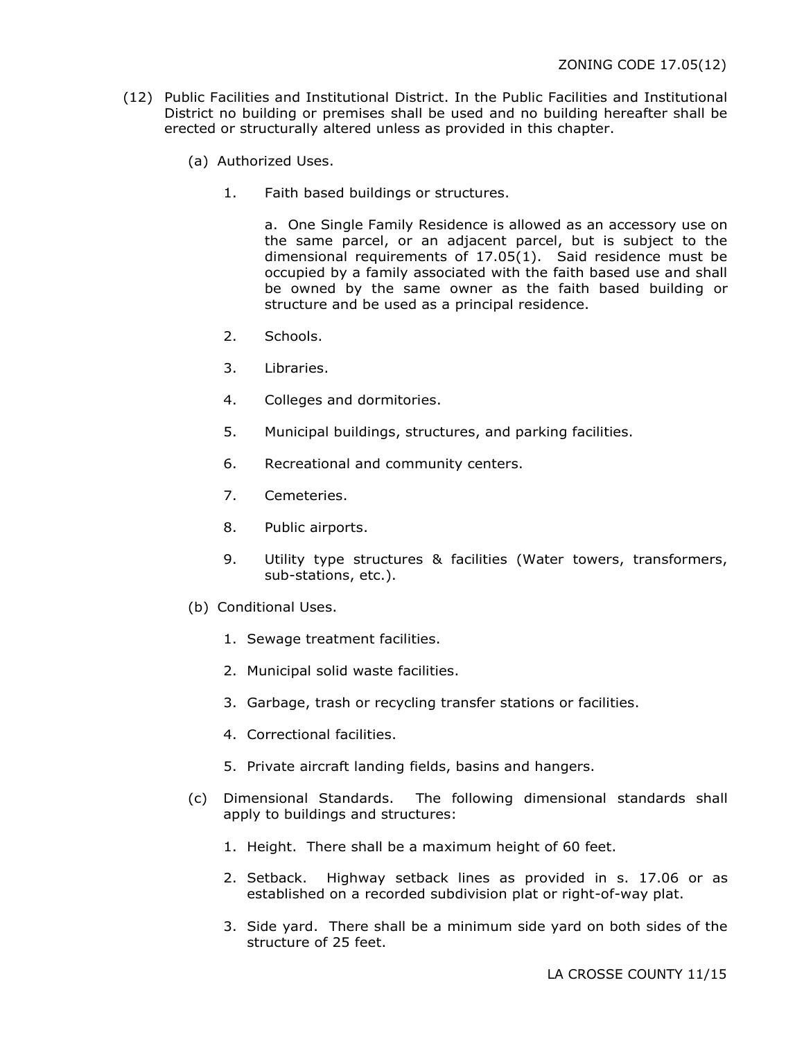(12) Public Facilities and Institutional District. In the Public Facilities and Institutional District no building or premises shall be used and no building hereafter shall be erected or structurally altered unless as provided in this chapter.

(a) Authorized Uses.

1. Faith based buildings or structures.

   a. One Single Family Residence is allowed as an accessory use on the same parcel, or an adjacent parcel, but is subject to the dimensional requirements of 17.05(1). Said residence must be occupied by a family associated with the faith based use and shall be owned by the same owner as the faith based building or structure and be used as a principal residence.

2. Schools.

3. Libraries.

4. Colleges and dormitories.

5. Municipal buildings, structures, and parking facilities.

6. Recreational and community centers.

7. Cemeteries.

8. Public airports.

9. Utility type structures & facilities (Water towers, transformers, sub-stations, etc.).

(b) Conditional Uses.

1. Sewage treatment facilities.

2. Municipal solid waste facilities.

3. Garbage, trash or recycling transfer stations or facilities.

4. Correctional facilities.

5. Private aircraft landing fields, basins and hangers.

(c) Dimensional Standards. The following dimensional standards shall apply to buildings and structures:

1. Height. There shall be a maximum height of 60 feet.

2. Setback. Highway setback lines as provided in s. 17.06 or as established on a recorded subdivision plat or right-of-way plat.

3. Side yard. There shall be a minimum side yard on both sides of the structure of 25 feet.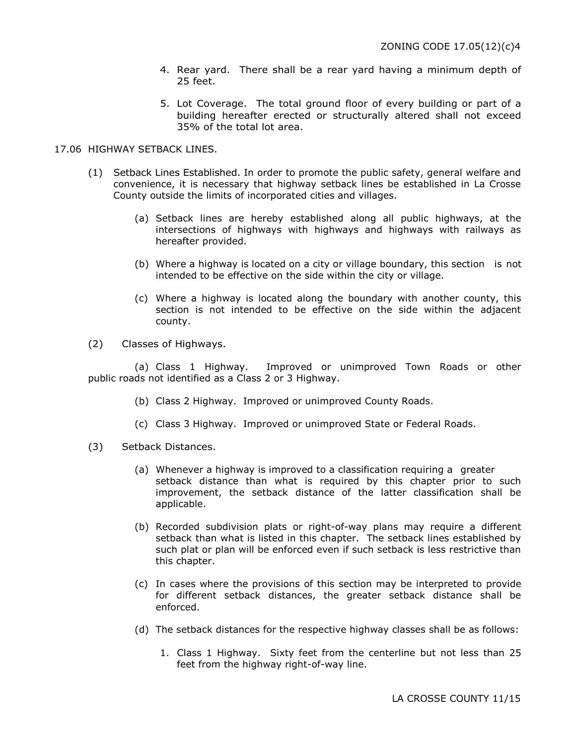4. Rear yard. There shall be a rear yard having a minimum depth of 25 feet.

5. Lot Coverage. The total ground floor of every building or part of a building hereafter erected or structurally altered shall not exceed 35% of the total lot area.

17.06 HIGHWAY SETBACK LINES.

(1) Setback Lines Established. In order to promote the public safety, general welfare and convenience, it is necessary that highway setback lines be established in La Crosse County outside the limits of incorporated cities and villages.

(a) Setback lines are hereby established along all public highways, at the intersections of highways with highways and highways with railways as hereafter provided.

(b) Where a highway is located on a city or village boundary, this section is not intended to be effective on the side within the city or village.

(c) Where a highway is located along the boundary with another county, this section is not intended to be effective on the side within the adjacent county.

(2) Classes of Highways.

(a) Class 1 Highway. Improved or unimproved Town Roads or other public roads not identified as a Class 2 or 3 Highway.

(b) Class 2 Highway. Improved or unimproved County Roads.

(c) Class 3 Highway. Improved or unimproved State or Federal Roads.

(3) Setback Distances.

(a) Whenever a highway is improved to a classification requiring a greater setback distance than what is required by this chapter prior to such improvement, the setback distance of the latter classification shall be applicable.

(b) Recorded subdivision plats or right-of-way plans may require a different setback than what is listed in this chapter. The setback lines established by such plat or plan will be enforced even if such setback is less restrictive than this chapter.

(c) In cases where the provisions of this section may be interpreted to provide for different setback distances, the greater setback distance shall be enforced.

(d) The setback distances for the respective highway classes shall be as follows:

1. Class 1 Highway. Sixty feet from the centerline but not less than 25 feet from the highway right-of-way line.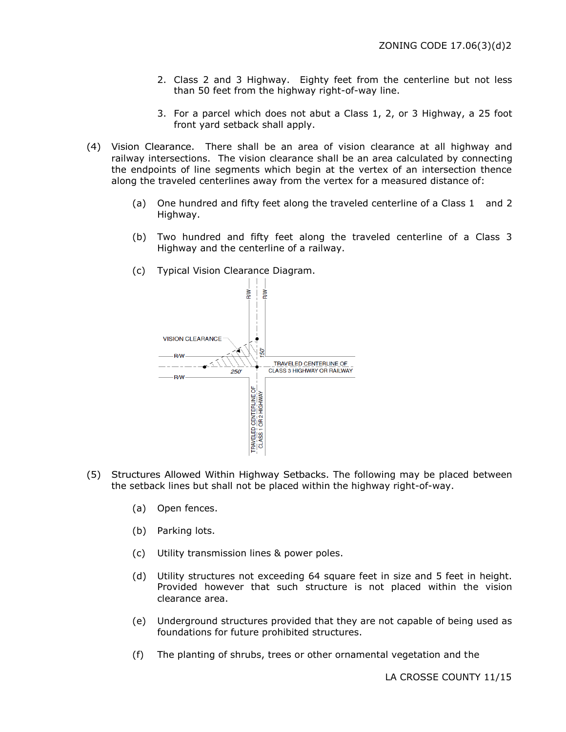2. Class 2 and 3 Highway. Eighty feet from the centerline but not less than 50 feet from the highway right-of-way line.

3. For a parcel which does not abut a Class 1, 2, or 3 Highway, a 25 foot front yard setback shall apply.

(4) Vision Clearance. There shall be an area of vision clearance at all highway and railway intersections. The vision clearance shall be an area calculated by connecting the endpoints of line segments which begin at the vertex of an intersection thence along the traveled centerlines away from the vertex for a measured distance of:

(a) One hundred and fifty feet along the traveled centerline of a Class 1 and 2 Highway.

(b) Two hundred and fifty feet along the traveled centerline of a Class 3 Highway and the centerline of a railway.

(c) Typical Vision Clearance Diagram.

(5) Structures Allowed Within Highway Setbacks. The following may be placed between the setback lines but shall not be placed within the highway right-of-way.

(a) Open fences.

(b) Parking lots.

(c) Utility transmission lines & power poles.

(d) Utility structures not exceeding 64 square feet in size and 5 feet in height. Provided however that such structure is not placed within the vision clearance area.

(e) Underground structures provided that they are not capable of being used as foundations for future prohibited structures.

(f) The planting of shrubs, trees or other ornamental vegetation and the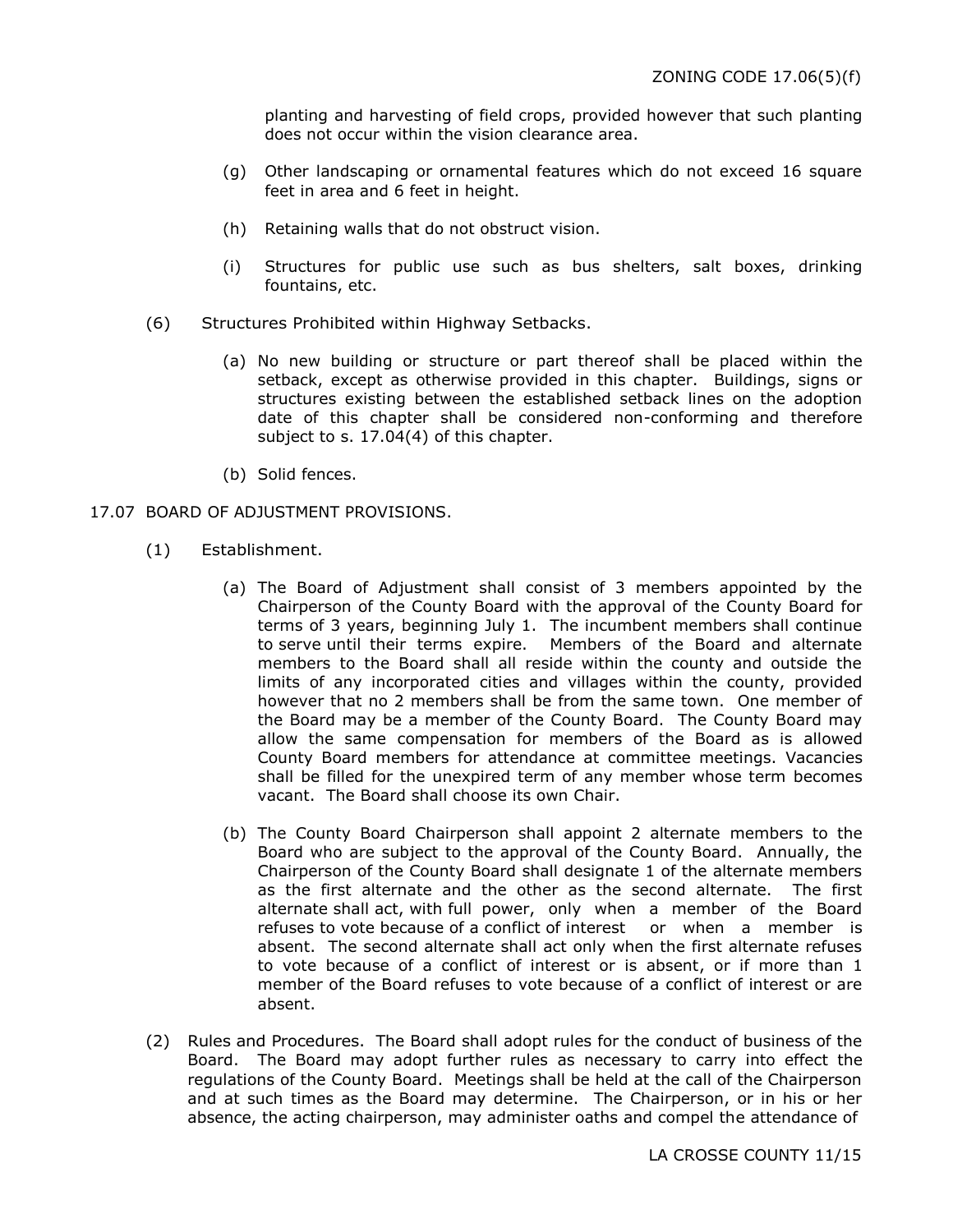planting and harvesting of field crops, provided however that such planting does not occur within the vision clearance area.

(g) Other landscaping or ornamental features which do not exceed 16 square feet in area and 6 feet in height.

(h) Retaining walls that do not obstruct vision.

(i) Structures for public use such as bus shelters, salt boxes, drinking fountains, etc.

(6) Structures Prohibited within Highway Setbacks.

(a) No new building or structure or part thereof shall be placed within the setback, except as otherwise provided in this chapter. Buildings, signs or structures existing between the established setback lines on the adoption date of this chapter shall be considered non-conforming and therefore subject to s. 17.04(4) of this chapter.

(b) Solid fences.

## 17.07 BOARD OF ADJUSTMENT PROVISIONS.

(1) Establishment.

(a) The Board of Adjustment shall consist of 3 members appointed by the Chairperson of the County Board with the approval of the County Board for terms of 3 years, beginning July 1. The incumbent members shall continue to serve until their terms expire. Members of the Board and alternate members to the Board shall all reside within the county and outside the limits of any incorporated cities and villages within the county, provided however that no 2 members shall be from the same town. One member of the Board may be a member of the County Board. The County Board may allow the same compensation for members of the Board as is allowed County Board members for attendance at committee meetings. Vacancies shall be filled for the unexpired term of any member whose term becomes vacant. The Board shall choose its own Chair.

(b) The County Board Chairperson shall appoint 2 alternate members to the Board who are subject to the approval of the County Board. Annually, the Chairperson of the County Board shall designate 1 of the alternate members as the first alternate and the other as the second alternate. The first alternate shall act, with full power, only when a member of the Board refuses to vote because of a conflict of interest or when a member is absent. The second alternate shall act only when the first alternate refuses to vote because of a conflict of interest or is absent, or if more than 1 member of the Board refuses to vote because of a conflict of interest or are absent.

(2) Rules and Procedures. The Board shall adopt rules for the conduct of business of the Board. The Board may adopt further rules as necessary to carry into effect the regulations of the County Board. Meetings shall be held at the call of the Chairperson and at such times as the Board may determine. The Chairperson, or in his or her absence, the acting chairperson, may administer oaths and compel the attendance of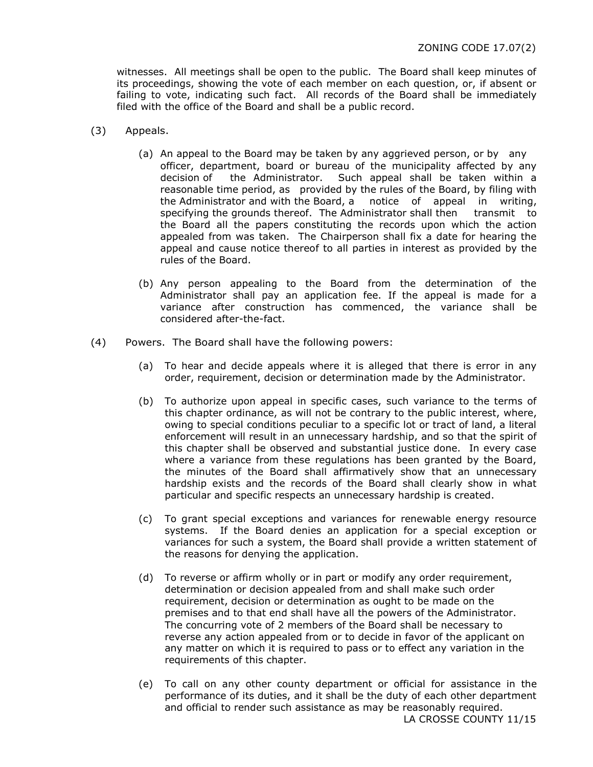witnesses. All meetings shall be open to the public. The Board shall keep minutes of its proceedings, showing the vote of each member on each question, or, if absent or failing to vote, indicating such fact. All records of the Board shall be immediately filed with the office of the Board and shall be a public record.

(3) Appeals.

(a) An appeal to the Board may be taken by any aggrieved person, or by any officer, department, board or bureau of the municipality affected by any decision of the Administrator. Such appeal shall be taken within a reasonable time period, as provided by the rules of the Board, by filing with the Administrator and with the Board, a notice of appeal in writing, specifying the grounds thereof. The Administrator shall then transmit to the Board all the papers constituting the records upon which the action appealed from was taken. The Chairperson shall fix a date for hearing the appeal and cause notice thereof to all parties in interest as provided by the rules of the Board.

(b) Any person appealing to the Board from the determination of the Administrator shall pay an application fee. If the appeal is made for a variance after construction has commenced, the variance shall be considered after-the-fact.

(4) Powers. The Board shall have the following powers:

(a) To hear and decide appeals where it is alleged that there is error in any order, requirement, decision or determination made by the Administrator.

(b) To authorize upon appeal in specific cases, such variance to the terms of this chapter ordinance, as will not be contrary to the public interest, where, owing to special conditions peculiar to a specific lot or tract of land, a literal enforcement will result in an unnecessary hardship, and so that the spirit of this chapter shall be observed and substantial justice done. In every case where a variance from these regulations has been granted by the Board, the minutes of the Board shall affirmatively show that an unnecessary hardship exists and the records of the Board shall clearly show in what particular and specific respects an unnecessary hardship is created.

(c) To grant special exceptions and variances for renewable energy resource systems. If the Board denies an application for a special exception or variances for such a system, the Board shall provide a written statement of the reasons for denying the application.

(d) To reverse or affirm wholly or in part or modify any order requirement, determination or decision appealed from and shall make such order requirement, decision or determination as ought to be made on the premises and to that end shall have all the powers of the Administrator. The concurring vote of 2 members of the Board shall be necessary to reverse any action appealed from or to decide in favor of the applicant on any matter on which it is required to pass or to effect any variation in the requirements of this chapter.

(e) To call on any other county department or official for assistance in the performance of its duties, and it shall be the duty of each other department and official to render such assistance as may be reasonably required.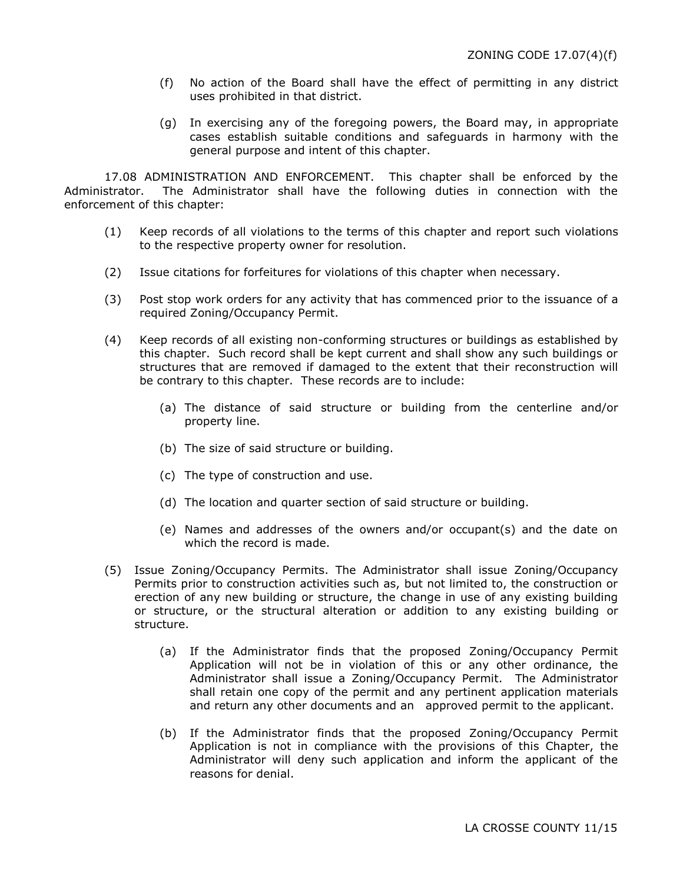(f) No action of the Board shall have the effect of permitting in any district uses prohibited in that district.

(g) In exercising any of the foregoing powers, the Board may, in appropriate cases establish suitable conditions and safeguards in harmony with the general purpose and intent of this chapter.

17.08 ADMINISTRATION AND ENFORCEMENT. This chapter shall be enforced by the Administrator. The Administrator shall have the following duties in connection with the enforcement of this chapter:

(1) Keep records of all violations to the terms of this chapter and report such violations to the respective property owner for resolution.

(2) Issue citations for forfeitures for violations of this chapter when necessary.

(3) Post stop work orders for any activity that has commenced prior to the issuance of a required Zoning/Occupancy Permit.

(4) Keep records of all existing non-conforming structures or buildings as established by this chapter. Such record shall be kept current and shall show any such buildings or structures that are removed if damaged to the extent that their reconstruction will be contrary to this chapter. These records are to include:

(a) The distance of said structure or building from the centerline and/or property line.

(b) The size of said structure or building.

(c) The type of construction and use.

(d) The location and quarter section of said structure or building.

(e) Names and addresses of the owners and/or occupant(s) and the date on which the record is made.

(5) Issue Zoning/Occupancy Permits. The Administrator shall issue Zoning/Occupancy Permits prior to construction activities such as, but not limited to, the construction or erection of any new building or structure, the change in use of any existing building or structure, or the structural alteration or addition to any existing building or structure.

(a) If the Administrator finds that the proposed Zoning/Occupancy Permit Application will not be in violation of this or any other ordinance, the Administrator shall issue a Zoning/Occupancy Permit. The Administrator shall retain one copy of the permit and any pertinent application materials and return any other documents and an approved permit to the applicant.

(b) If the Administrator finds that the proposed Zoning/Occupancy Permit Application is not in compliance with the provisions of this Chapter, the Administrator will deny such application and inform the applicant of the reasons for denial.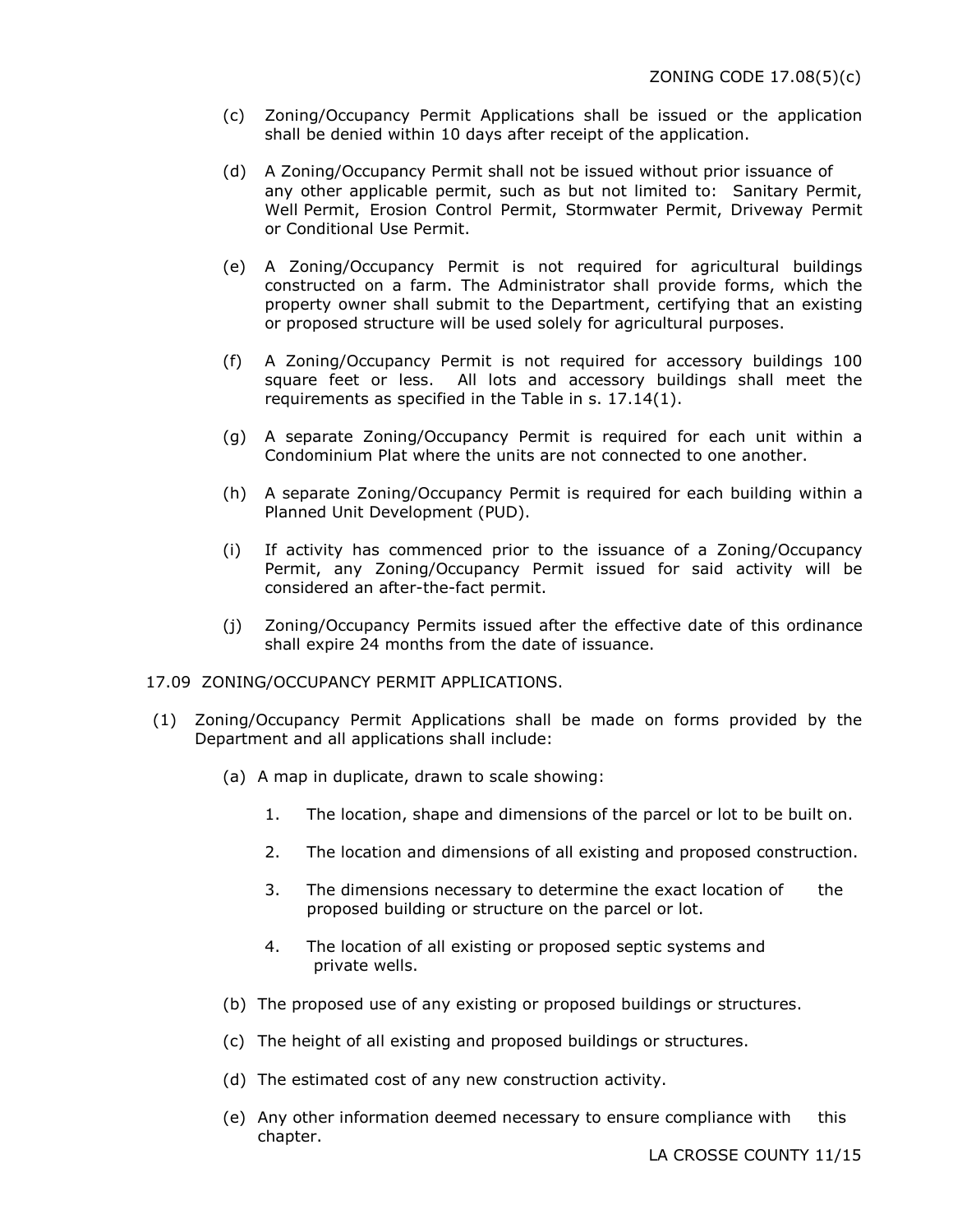(c) Zoning/Occupancy Permit Applications shall be issued or the application shall be denied within 10 days after receipt of the application.

(d) A Zoning/Occupancy Permit shall not be issued without prior issuance of any other applicable permit, such as but not limited to: Sanitary Permit, Well Permit, Erosion Control Permit, Stormwater Permit, Driveway Permit or Conditional Use Permit.

(e) A Zoning/Occupancy Permit is not required for agricultural buildings constructed on a farm. The Administrator shall provide forms, which the property owner shall submit to the Department, certifying that an existing or proposed structure will be used solely for agricultural purposes.

(f) A Zoning/Occupancy Permit is not required for accessory buildings 100 square feet or less. All lots and accessory buildings shall meet the requirements as specified in the Table in s. 17.14(1).

(g) A separate Zoning/Occupancy Permit is required for each unit within a Condominium Plat where the units are not connected to one another.

(h) A separate Zoning/Occupancy Permit is required for each building within a Planned Unit Development (PUD).

(i) If activity has commenced prior to the issuance of a Zoning/Occupancy Permit, any Zoning/Occupancy Permit issued for said activity will be considered an after-the-fact permit.

(j) Zoning/Occupancy Permits issued after the effective date of this ordinance shall expire 24 months from the date of issuance.

17.09 ZONING/OCCUPANCY PERMIT APPLICATIONS.

(1) Zoning/Occupancy Permit Applications shall be made on forms provided by the Department and all applications shall include:

(a) A map in duplicate, drawn to scale showing:

1. The location, shape and dimensions of the parcel or lot to be built on.

2. The location and dimensions of all existing and proposed construction.

3. The dimensions necessary to determine the exact location of the proposed building or structure on the parcel or lot.

4. The location of all existing or proposed septic systems and private wells.

(b) The proposed use of any existing or proposed buildings or structures.

(c) The height of all existing and proposed buildings or structures.

(d) The estimated cost of any new construction activity.

(e) Any other information deemed necessary to ensure compliance with this chapter.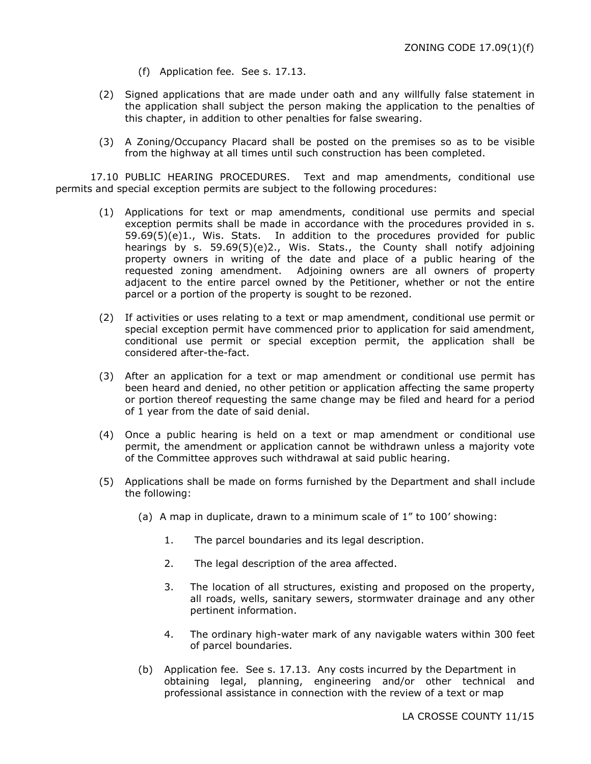(f) Application fee. See s. 17.13.

(2) Signed applications that are made under oath and any willfully false statement in the application shall subject the person making the application to the penalties of this chapter, in addition to other penalties for false swearing.

(3) A Zoning/Occupancy Placard shall be posted on the premises so as to be visible from the highway at all times until such construction has been completed.

17.10 PUBLIC HEARING PROCEDURES. Text and map amendments, conditional use permits and special exception permits are subject to the following procedures:

(1) Applications for text or map amendments, conditional use permits and special exception permits shall be made in accordance with the procedures provided in s. 59.69(5)(e)1., Wis. Stats. In addition to the procedures provided for public hearings by s. 59.69(5)(e)2., Wis. Stats., the County shall notify adjoining property owners in writing of the date and place of a public hearing of the requested zoning amendment. Adjoining owners are all owners of property adjacent to the entire parcel owned by the Petitioner, whether or not the entire parcel or a portion of the property is sought to be rezoned.

(2) If activities or uses relating to a text or map amendment, conditional use permit or special exception permit have commenced prior to application for said amendment, conditional use permit or special exception permit, the application shall be considered after-the-fact.

(3) After an application for a text or map amendment or conditional use permit has been heard and denied, no other petition or application affecting the same property or portion thereof requesting the same change may be filed and heard for a period of 1 year from the date of said denial.

(4) Once a public hearing is held on a text or map amendment or conditional use permit, the amendment or application cannot be withdrawn unless a majority vote of the Committee approves such withdrawal at said public hearing.

(5) Applications shall be made on forms furnished by the Department and shall include the following:

(a) A map in duplicate, drawn to a minimum scale of 1" to 100' showing:

1. The parcel boundaries and its legal description.

2. The legal description of the area affected.

3. The location of all structures, existing and proposed on the property, all roads, wells, sanitary sewers, stormwater drainage and any other pertinent information.

4. The ordinary high-water mark of any navigable waters within 300 feet of parcel boundaries.

(b) Application fee. See s. 17.13. Any costs incurred by the Department in obtaining legal, planning, engineering and/or other technical and professional assistance in connection with the review of a text or map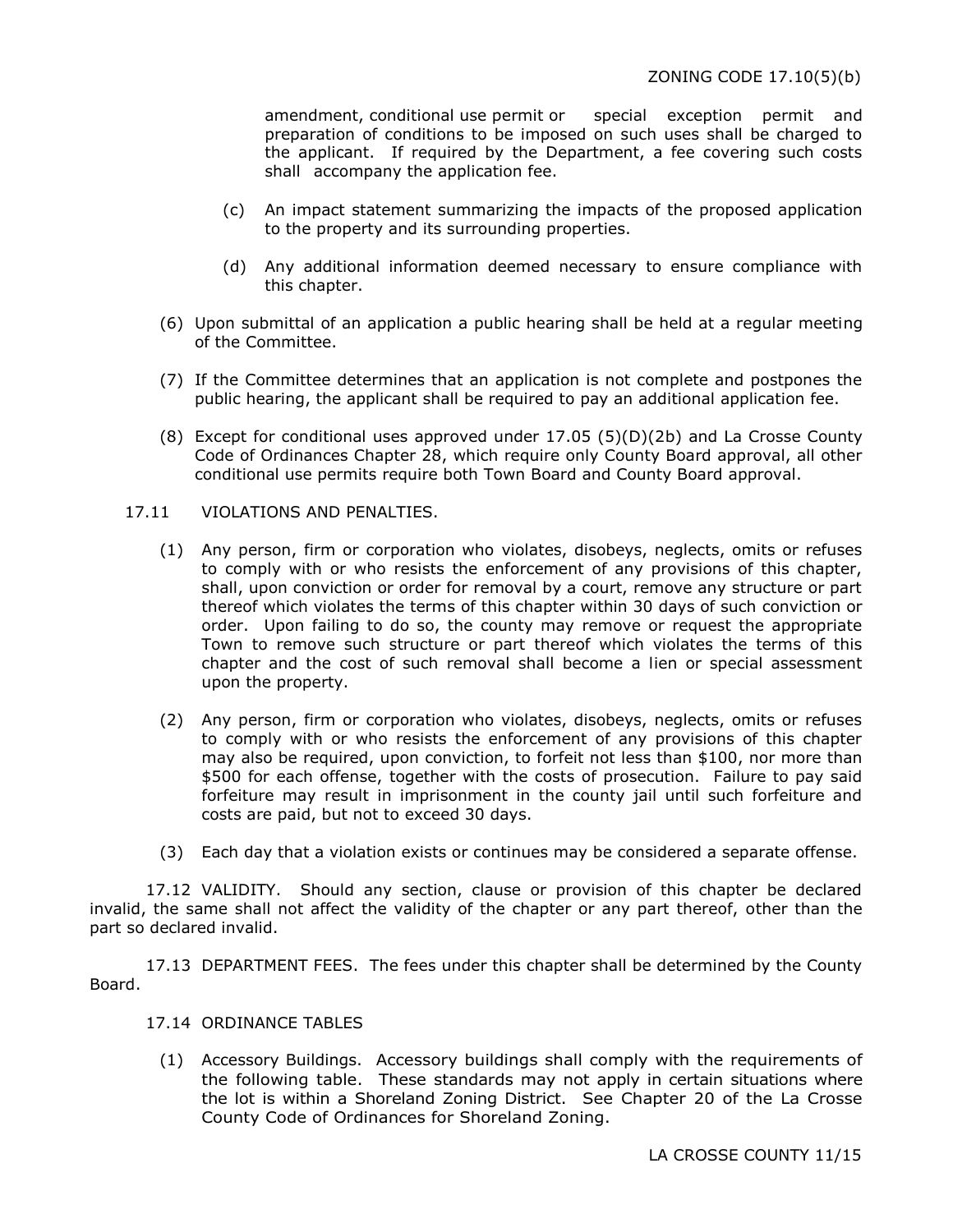amendment, conditional use permit or special exception permit and preparation of conditions to be imposed on such uses shall be charged to the applicant. If required by the Department, a fee covering such costs shall accompany the application fee.

(c) An impact statement summarizing the impacts of the proposed application to the property and its surrounding properties.

(d) Any additional information deemed necessary to ensure compliance with this chapter.

(6) Upon submittal of an application a public hearing shall be held at a regular meeting of the Committee.

(7) If the Committee determines that an application is not complete and postpones the public hearing, the applicant shall be required to pay an additional application fee.

(8) Except for conditional uses approved under 17.05 (5)(D)(2b) and La Crosse County Code of Ordinances Chapter 28, which require only County Board approval, all other conditional use permits require both Town Board and County Board approval.

17.11 VIOLATIONS AND PENALTIES.

(1) Any person, firm or corporation who violates, disobeys, neglects, omits or refuses to comply with or who resists the enforcement of any provisions of this chapter, shall, upon conviction or order for removal by a court, remove any structure or part thereof which violates the terms of this chapter within 30 days of such conviction or order. Upon failing to do so, the county may remove or request the appropriate Town to remove such structure or part thereof which violates the terms of this chapter and the cost of such removal shall become a lien or special assessment upon the property.

(2) Any person, firm or corporation who violates, disobeys, neglects, omits or refuses to comply with or who resists the enforcement of any provisions of this chapter may also be required, upon conviction, to forfeit not less than $100, nor more than $500 for each offense, together with the costs of prosecution. Failure to pay said forfeiture may result in imprisonment in the county jail until such forfeiture and costs are paid, but not to exceed 30 days.

(3) Each day that a violation exists or continues may be considered a separate offense.

17.12 VALIDITY. Should any section, clause or provision of this chapter be declared invalid, the same shall not affect the validity of the chapter or any part thereof, other than the part so declared invalid.

17.13 DEPARTMENT FEES. The fees under this chapter shall be determined by the County Board.

17.14 ORDINANCE TABLES

(1) Accessory Buildings. Accessory buildings shall comply with the requirements of the following table. These standards may not apply in certain situations where the lot is within a Shoreland Zoning District. See Chapter 20 of the La Crosse County Code of Ordinances for Shoreland Zoning.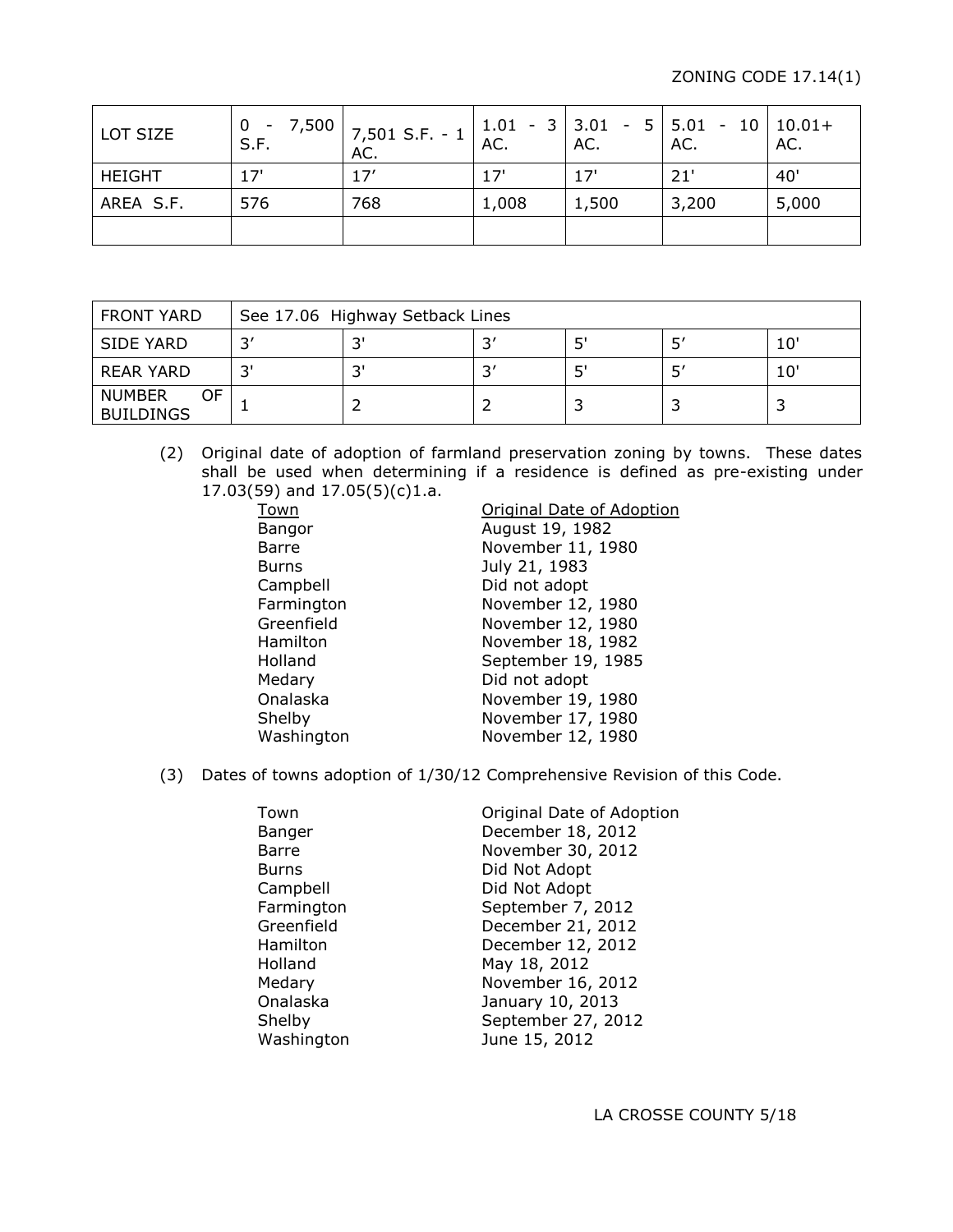| LOT SIZE | 0 - 7,500 S.F. | 7,501 S.F. - 1 AC. | 1.01 - 3 AC. | 3.01 - 5 AC. | 5.01 - 10 AC. | 10.01+ AC. |
|---|---|---|---|---|---|---|
| HEIGHT | 17' | 17' | 17' | 17' | 21' | 40' |
| AREA S.F. | 576 | 768 | 1,008 | 1,500 | 3,200 | 5,000 |
| | | | | | | |

| FRONT YARD | See 17.06 Highway Setback Lines | | | | | |
|---|---|---|---|---|---|---|
| SIDE YARD | 3' | 3' | 3' | 5' | 5' | 10' |
| REAR YARD | 3' | 3' | 3' | 5' | 5' | 10' |
| NUMBER OF BUILDINGS | 1 | 2 | 2 | 3 | 3 | 3 |

(2) Original date of adoption of farmland preservation zoning by towns. These dates shall be used when determining if a residence is defined as pre-existing under 17.03(59) and 17.05(5)(c)1.a.

| Town | Original Date of Adoption |
|---|---|
| Bangor | August 19, 1982 |
| Barre | November 11, 1980 |
| Burns | July 21, 1983 |
| Campbell | Did not adopt |
| Farmington | November 12, 1980 |
| Greenfield | November 12, 1980 |
| Hamilton | November 18, 1982 |
| Holland | September 19, 1985 |
| Medary | Did not adopt |
| Onalaska | November 19, 1980 |
| Shelby | November 17, 1980 |
| Washington | November 12, 1980 |

(3) Dates of towns adoption of 1/30/12 Comprehensive Revision of this Code.

| Town | Original Date of Adoption |
|---|---|
| Banger | December 18, 2012 |
| Barre | November 30, 2012 |
| Burns | Did Not Adopt |
| Campbell | Did Not Adopt |
| Farmington | September 7, 2012 |
| Greenfield | December 21, 2012 |
| Hamilton | December 12, 2012 |
| Holland | May 18, 2012 |
| Medary | November 16, 2012 |
| Onalaska | January 10, 2013 |
| Shelby | September 27, 2012 |
| Washington | June 15, 2012 |